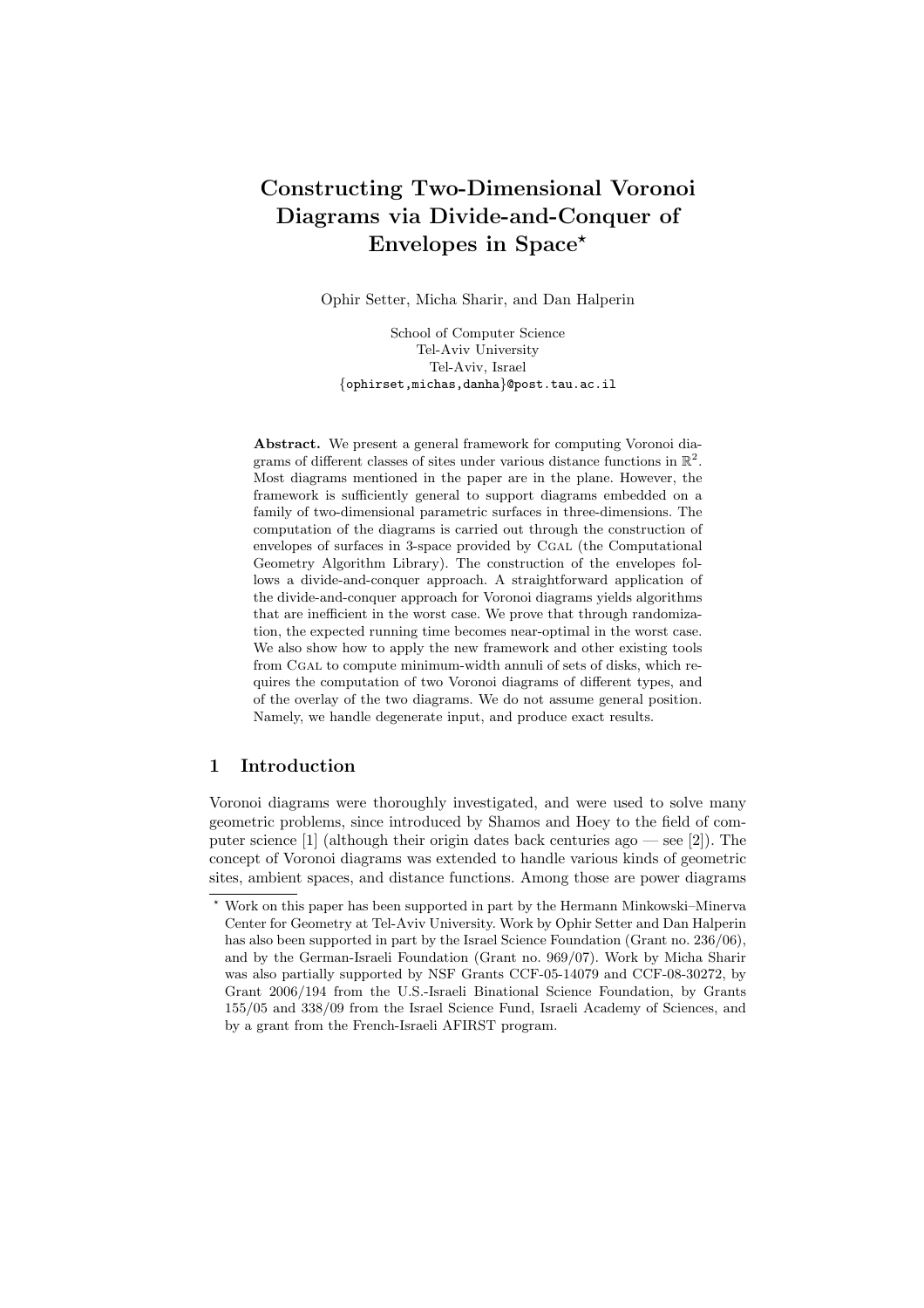# Constructing Two-Dimensional Voronoi Diagrams via Divide-and-Conquer of Envelopes in Space*

Ophir Setter, Micha Sharir, and Dan Halperin

School of Computer Science
Tel-Aviv University
Tel-Aviv, Israel
{ophirset,michas,danha}@post.tau.ac.il

**Abstract.** We present a general framework for computing Voronoi diagrams of different classes of sites under various distance functions in $\mathbb{R}^2$. Most diagrams mentioned in the paper are in the plane. However, the framework is sufficiently general to support diagrams embedded on a family of two-dimensional parametric surfaces in three-dimensions. The computation of the diagrams is carried out through the construction of envelopes of surfaces in 3-space provided by CGAL (the Computational Geometry Algorithm Library). The construction of the envelopes follows a divide-and-conquer approach. A straightforward application of the divide-and-conquer approach for Voronoi diagrams yields algorithms that are inefficient in the worst case. We prove that through randomization, the expected running time becomes near-optimal in the worst case. We also show how to apply the new framework and other existing tools from CGAL to compute minimum-width annuli of sets of disks, which requires the computation of two Voronoi diagrams of different types, and of the overlay of the two diagrams. We do not assume general position. Namely, we handle degenerate input, and produce exact results.

## 1 Introduction

Voronoi diagrams were thoroughly investigated, and were used to solve many geometric problems, since introduced by Shamos and Hoey to the field of computer science [1] (although their origin dates back centuries ago — see [2]). The concept of Voronoi diagrams was extended to handle various kinds of geometric sites, ambient spaces, and distance functions. Among those are power diagrams

* Work on this paper has been supported in part by the Hermann Minkowski–Minerva Center for Geometry at Tel-Aviv University. Work by Ophir Setter and Dan Halperin has also been supported in part by the Israel Science Foundation (Grant no. 236/06), and by the German-Israeli Foundation (Grant no. 969/07). Work by Micha Sharir was also partially supported by NSF Grants CCF-05-14079 and CCF-08-30272, by Grant 2006/194 from the U.S.-Israeli Binational Science Foundation, by Grants 155/05 and 338/09 from the Israel Science Fund, Israeli Academy of Sciences, and by a grant from the French-Israeli AFIRST program.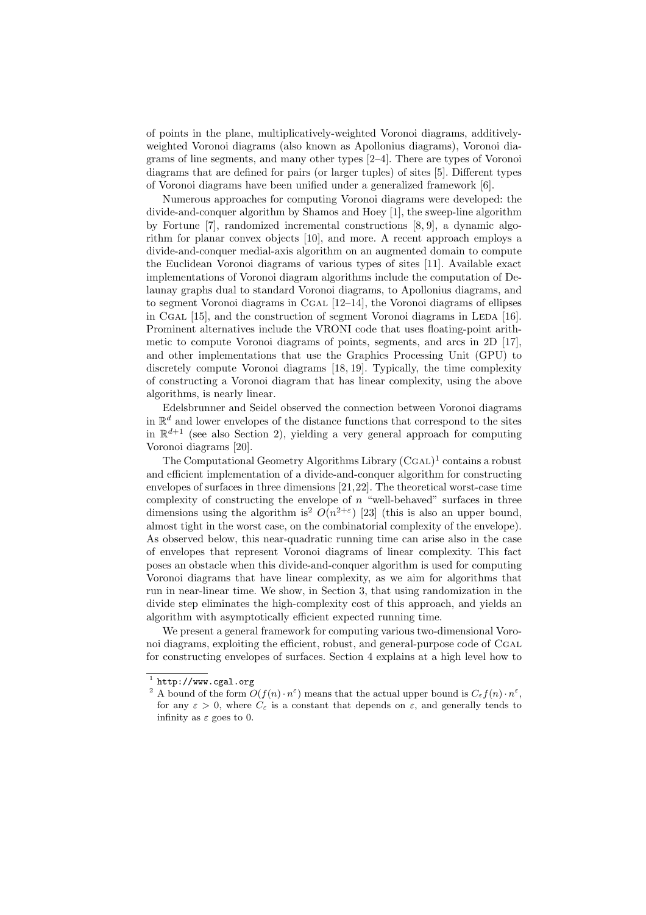of points in the plane, multiplicatively-weighted Voronoi diagrams, additively-weighted Voronoi diagrams (also known as Apollonius diagrams), Voronoi diagrams of line segments, and many other types [2–4]. There are types of Voronoi diagrams that are defined for pairs (or larger tuples) of sites [5]. Different types of Voronoi diagrams have been unified under a generalized framework [6].

Numerous approaches for computing Voronoi diagrams were developed: the divide-and-conquer algorithm by Shamos and Hoey [1], the sweep-line algorithm by Fortune [7], randomized incremental constructions [8, 9], a dynamic algorithm for planar convex objects [10], and more. A recent approach employs a divide-and-conquer medial-axis algorithm on an augmented domain to compute the Euclidean Voronoi diagrams of various types of sites [11]. Available exact implementations of Voronoi diagram algorithms include the computation of Delaunay graphs dual to standard Voronoi diagrams, to Apollonius diagrams, and to segment Voronoi diagrams in CGAL [12–14], the Voronoi diagrams of ellipses in CGAL [15], and the construction of segment Voronoi diagrams in LEDA [16]. Prominent alternatives include the VRONI code that uses floating-point arithmetic to compute Voronoi diagrams of points, segments, and arcs in 2D [17], and other implementations that use the Graphics Processing Unit (GPU) to discretely compute Voronoi diagrams [18, 19]. Typically, the time complexity of constructing a Voronoi diagram that has linear complexity, using the above algorithms, is nearly linear.

Edelsbrunner and Seidel observed the connection between Voronoi diagrams in $\mathbb{R}^d$ and lower envelopes of the distance functions that correspond to the sites in $\mathbb{R}^{d+1}$ (see also Section 2), yielding a very general approach for computing Voronoi diagrams [20].

The Computational Geometry Algorithms Library (CGAL)[1] contains a robust and efficient implementation of a divide-and-conquer algorithm for constructing envelopes of surfaces in three dimensions [21,22]. The theoretical worst-case time complexity of constructing the envelope of $n$ "well-behaved" surfaces in three dimensions using the algorithm is[2] $O(n^{2+\varepsilon})$ [23] (this is also an upper bound, almost tight in the worst case, on the combinatorial complexity of the envelope). As observed below, this near-quadratic running time can arise also in the case of envelopes that represent Voronoi diagrams of linear complexity. This fact poses an obstacle when this divide-and-conquer algorithm is used for computing Voronoi diagrams that have linear complexity, as we aim for algorithms that run in near-linear time. We show, in Section 3, that using randomization in the divide step eliminates the high-complexity cost of this approach, and yields an algorithm with asymptotically efficient expected running time.

We present a general framework for computing various two-dimensional Voronoi diagrams, exploiting the efficient, robust, and general-purpose code of CGAL for constructing envelopes of surfaces. Section 4 explains at a high level how to

[1] http://www.cgal.org

[2] A bound of the form $O(f(n) \cdot n^{\varepsilon})$ means that the actual upper bound is $C_{\varepsilon} f(n) \cdot n^{\varepsilon}$, for any $\varepsilon > 0$, where $C_{\varepsilon}$ is a constant that depends on $\varepsilon$, and generally tends to infinity as $\varepsilon$ goes to 0.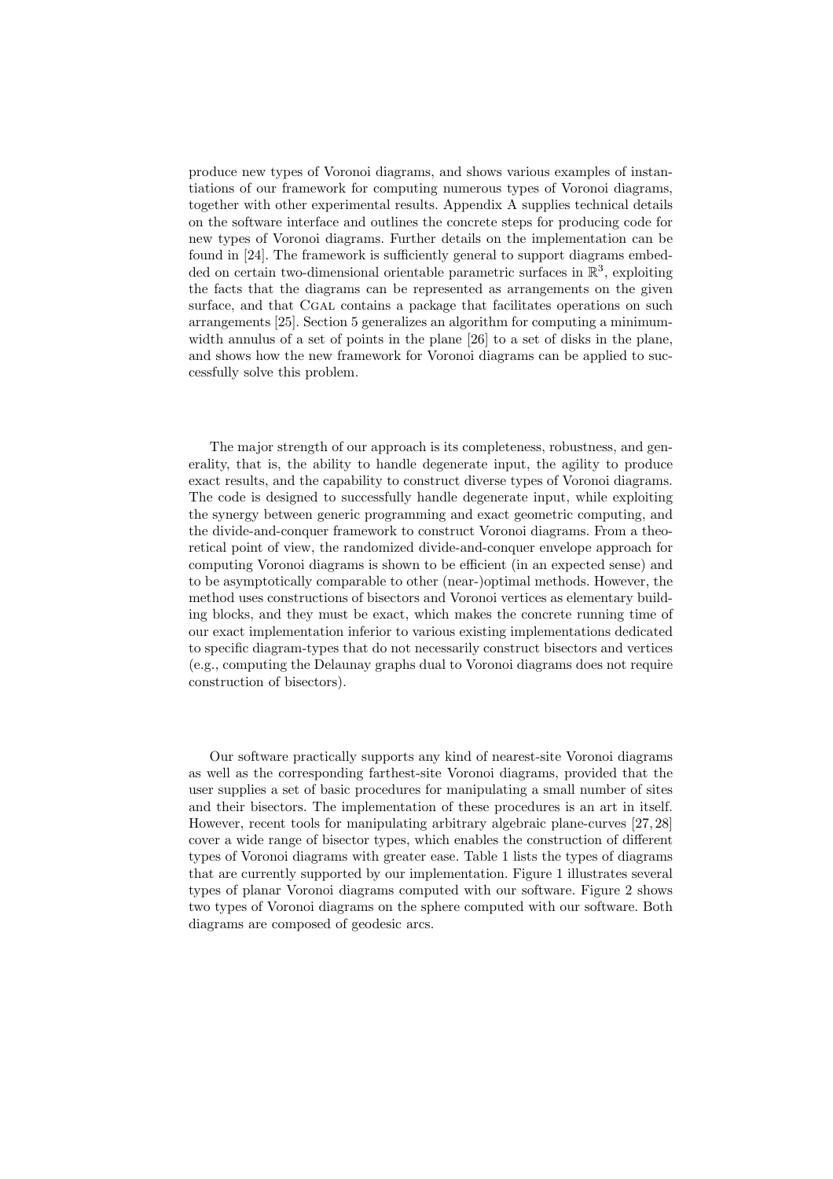produce new types of Voronoi diagrams, and shows various examples of instantiations of our framework for computing numerous types of Voronoi diagrams, together with other experimental results. Appendix A supplies technical details on the software interface and outlines the concrete steps for producing code for new types of Voronoi diagrams. Further details on the implementation can be found in [24]. The framework is sufficiently general to support diagrams embedded on certain two-dimensional orientable parametric surfaces in $\mathbb{R}^3$, exploiting the facts that the diagrams can be represented as arrangements on the given surface, and that CGAL contains a package that facilitates operations on such arrangements [25]. Section 5 generalizes an algorithm for computing a minimum-width annulus of a set of points in the plane [26] to a set of disks in the plane, and shows how the new framework for Voronoi diagrams can be applied to successfully solve this problem.

The major strength of our approach is its completeness, robustness, and generality, that is, the ability to handle degenerate input, the agility to produce exact results, and the capability to construct diverse types of Voronoi diagrams. The code is designed to successfully handle degenerate input, while exploiting the synergy between generic programming and exact geometric computing, and the divide-and-conquer framework to construct Voronoi diagrams. From a theoretical point of view, the randomized divide-and-conquer envelope approach for computing Voronoi diagrams is shown to be efficient (in an expected sense) and to be asymptotically comparable to other (near-)optimal methods. However, the method uses constructions of bisectors and Voronoi vertices as elementary building blocks, and they must be exact, which makes the concrete running time of our exact implementation inferior to various existing implementations dedicated to specific diagram-types that do not necessarily construct bisectors and vertices (e.g., computing the Delaunay graphs dual to Voronoi diagrams does not require construction of bisectors).

Our software practically supports any kind of nearest-site Voronoi diagrams as well as the corresponding farthest-site Voronoi diagrams, provided that the user supplies a set of basic procedures for manipulating a small number of sites and their bisectors. The implementation of these procedures is an art in itself. However, recent tools for manipulating arbitrary algebraic plane-curves [27, 28] cover a wide range of bisector types, which enables the construction of different types of Voronoi diagrams with greater ease. Table 1 lists the types of diagrams that are currently supported by our implementation. Figure 1 illustrates several types of planar Voronoi diagrams computed with our software. Figure 2 shows two types of Voronoi diagrams on the sphere computed with our software. Both diagrams are composed of geodesic arcs.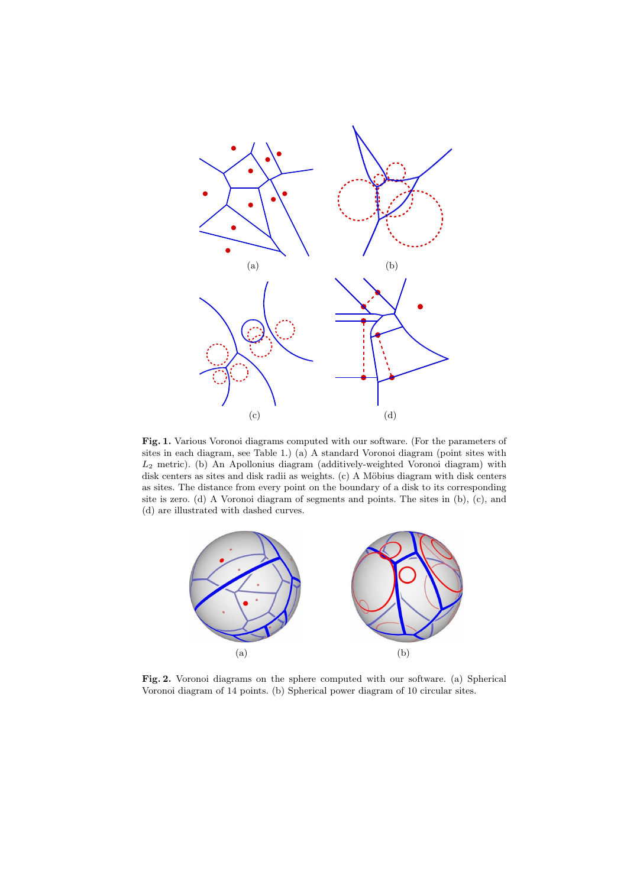(a)

(b)

(c)

(d)

**Fig. 1.** Various Voronoi diagrams computed with our software. (For the parameters of sites in each diagram, see Table 1.) (a) A standard Voronoi diagram (point sites with $L_2$ metric). (b) An Apollonius diagram (additively-weighted Voronoi diagram) with disk centers as sites and disk radii as weights. (c) A Möbius diagram with disk centers as sites. The distance from every point on the boundary of a disk to its corresponding site is zero. (d) A Voronoi diagram of segments and points. The sites in (b), (c), and (d) are illustrated with dashed curves.

(a)

(b)

**Fig. 2.** Voronoi diagrams on the sphere computed with our software. (a) Spherical Voronoi diagram of 14 points. (b) Spherical power diagram of 10 circular sites.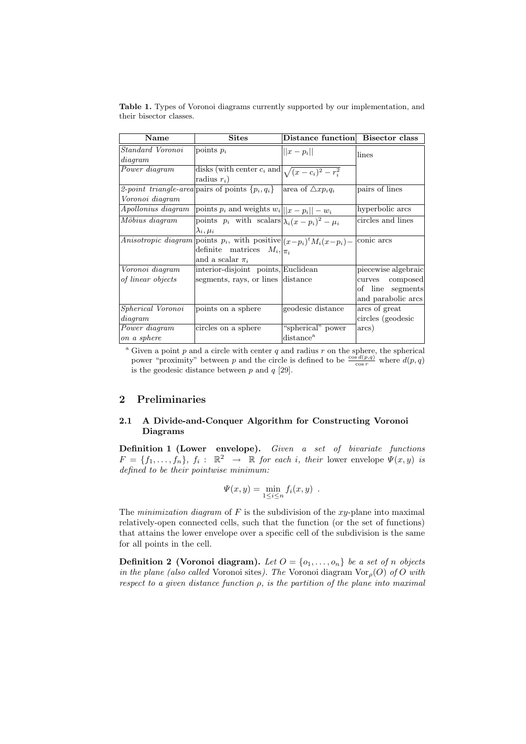**Table 1.** Types of Voronoi diagrams currently supported by our implementation, and their bisector classes.

| Name | Sites | Distance function | Bisector class |
|---|---|---|---|
| *Standard Voronoi diagram* | points $p_i$ | $\|\|x - p_i\|\|$ | lines |
| *Power diagram* | disks (with center $c_i$ and radius $r_i$) | $\sqrt{(x - c_i)^2 - r_i^2}$ | |
| *2-point triangle-area Voronoi diagram* | pairs of points $\{p_i, q_i\}$ | area of $\triangle x p_i q_i$ | pairs of lines |
| *Apollonius diagram* | points $p_i$ and weights $w_i$ | $\|\|x - p_i\|\| - w_i$ | hyperbolic arcs |
| *Möbius diagram* | points $p_i$ with scalars $\lambda_i, \mu_i$ | $\lambda_i (x - p_i)^2 - \mu_i$ | circles and lines |
| *Anisotropic diagram* | points $p_i$, with positive definite matrices $M_i$, and a scalar $\pi_i$ | $(x-p_i)^t M_i (x-p_i) - \pi_i$ | conic arcs |
| *Voronoi diagram of linear objects* | interior-disjoint points, segments, rays, or lines | Euclidean distance | piecewise algebraic curves composed of line segments and parabolic arcs |
| *Spherical Voronoi diagram* | points on a sphere | geodesic distance | arcs of great circles (geodesic arcs) |
| *Power diagram on a sphere* | circles on a sphere | "spherical" power distance[a] | |

[a] Given a point $p$ and a circle with center $q$ and radius $r$ on the sphere, the spherical power "proximity" between $p$ and the circle is defined to be $\frac{\cos d(p,q)}{\cos r}$ where $d(p,q)$ is the geodesic distance between $p$ and $q$ [29].

## 2 Preliminaries

### 2.1 A Divide-and-Conquer Algorithm for Constructing Voronoi Diagrams

**Definition 1 (Lower envelope).** *Given a set of bivariate functions $F = \{f_1, \dots, f_n\}$, $f_i : \mathbb{R}^2 \rightarrow \mathbb{R}$ for each $i$, their* lower envelope $\Psi(x,y)$ *is defined to be their pointwise minimum:*

$$\Psi(x,y) = \min_{1 \le i \le n} f_i(x,y) \ .$$

The *minimization diagram* of $F$ is the subdivision of the $xy$-plane into maximal relatively-open connected cells, such that the function (or the set of functions) that attains the lower envelope over a specific cell of the subdivision is the same for all points in the cell.

**Definition 2 (Voronoi diagram).** *Let $O = \{o_1, \dots, o_n\}$ be a set of $n$ objects in the plane (also called* Voronoi sites*). The* Voronoi diagram $\mathrm{Vor}_\rho(O)$ *of $O$ with respect to a given distance function $\rho$, is the partition of the plane into maximal*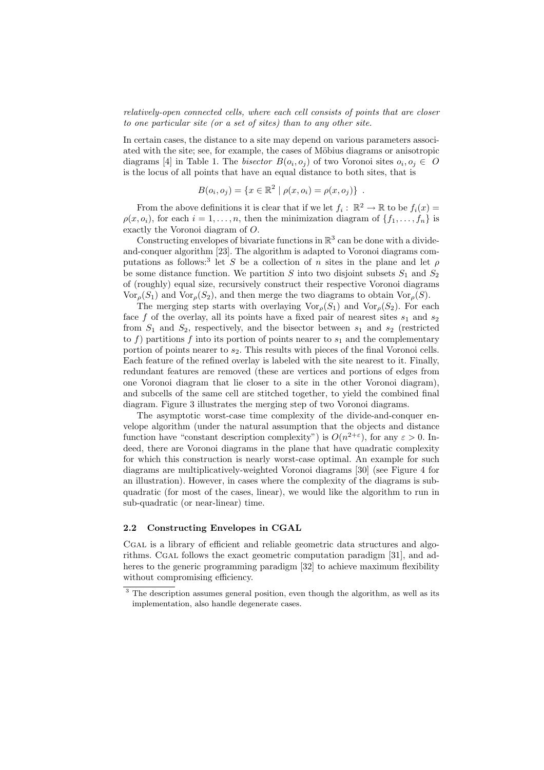*relatively-open connected cells, where each cell consists of points that are closer to one particular site (or a set of sites) than to any other site.*

In certain cases, the distance to a site may depend on various parameters associated with the site; see, for example, the cases of Möbius diagrams or anisotropic diagrams [4] in Table 1. The *bisector* $B(o_i, o_j)$ of two Voronoi sites $o_i, o_j \in O$ is the locus of all points that have an equal distance to both sites, that is

$$B(o_i, o_j) = \{x \in \mathbb{R}^2 \mid \rho(x, o_i) = \rho(x, o_j)\} \ .$$

From the above definitions it is clear that if we let $f_i : \mathbb{R}^2 \rightarrow \mathbb{R}$ to be $f_i(x) = \rho(x, o_i)$, for each $i = 1, \ldots, n$, then the minimization diagram of $\{f_1, \ldots, f_n\}$ is exactly the Voronoi diagram of $O$.

Constructing envelopes of bivariate functions in $\mathbb{R}^3$ can be done with a divide-and-conquer algorithm [23]. The algorithm is adapted to Voronoi diagrams computations as follows:[3] let $S$ be a collection of $n$ sites in the plane and let $\rho$ be some distance function. We partition $S$ into two disjoint subsets $S_1$ and $S_2$ of (roughly) equal size, recursively construct their respective Voronoi diagrams $\mathrm{Vor}_\rho(S_1)$ and $\mathrm{Vor}_\rho(S_2)$, and then merge the two diagrams to obtain $\mathrm{Vor}_\rho(S)$.

The merging step starts with overlaying $\mathrm{Vor}_\rho(S_1)$ and $\mathrm{Vor}_\rho(S_2)$. For each face $f$ of the overlay, all its points have a fixed pair of nearest sites $s_1$ and $s_2$ from $S_1$ and $S_2$, respectively, and the bisector between $s_1$ and $s_2$ (restricted to $f$) partitions $f$ into its portion of points nearer to $s_1$ and the complementary portion of points nearer to $s_2$. This results with pieces of the final Voronoi cells. Each feature of the refined overlay is labeled with the site nearest to it. Finally, redundant features are removed (these are vertices and portions of edges from one Voronoi diagram that lie closer to a site in the other Voronoi diagram), and subcells of the same cell are stitched together, to yield the combined final diagram. Figure 3 illustrates the merging step of two Voronoi diagrams.

The asymptotic worst-case time complexity of the divide-and-conquer envelope algorithm (under the natural assumption that the objects and distance function have "constant description complexity") is $O(n^{2+\varepsilon})$, for any $\varepsilon > 0$. Indeed, there are Voronoi diagrams in the plane that have quadratic complexity for which this construction is nearly worst-case optimal. An example for such diagrams are multiplicatively-weighted Voronoi diagrams [30] (see Figure 4 for an illustration). However, in cases where the complexity of the diagrams is sub-quadratic (for most of the cases, linear), we would like the algorithm to run in sub-quadratic (or near-linear) time.

### 2.2 Constructing Envelopes in CGAL

CGAL is a library of efficient and reliable geometric data structures and algorithms. CGAL follows the exact geometric computation paradigm [31], and adheres to the generic programming paradigm [32] to achieve maximum flexibility without compromising efficiency.

[3] The description assumes general position, even though the algorithm, as well as its implementation, also handle degenerate cases.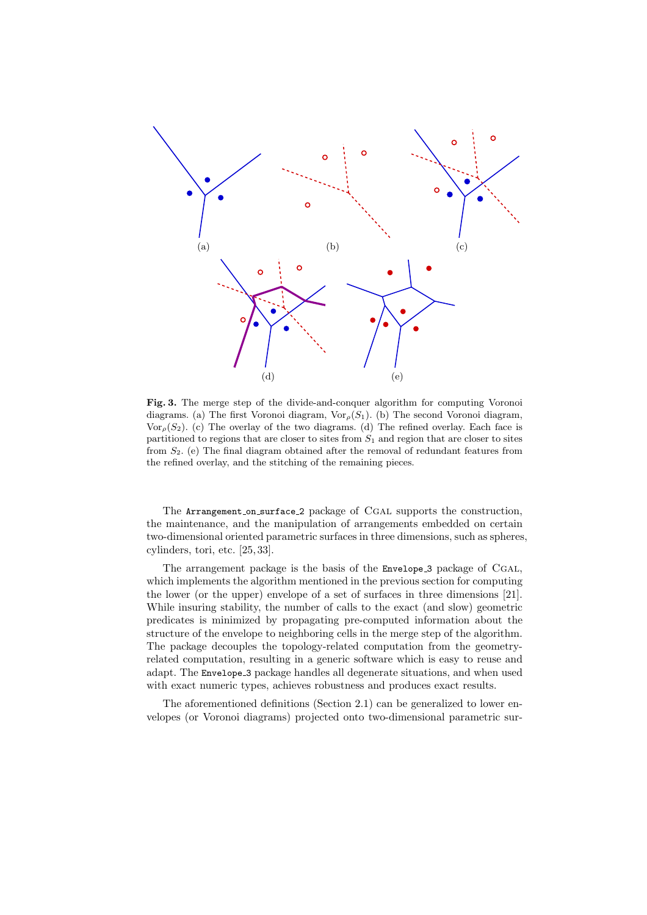**Fig. 3.** The merge step of the divide-and-conquer algorithm for computing Voronoi diagrams. (a) The first Voronoi diagram, $\mathrm{Vor}_\rho(S_1)$. (b) The second Voronoi diagram, $\mathrm{Vor}_\rho(S_2)$. (c) The overlay of the two diagrams. (d) The refined overlay. Each face is partitioned to regions that are closer to sites from $S_1$ and region that are closer to sites from $S_2$. (e) The final diagram obtained after the removal of redundant features from the refined overlay, and the stitching of the remaining pieces.

The `Arrangement_on_surface_2` package of CGAL supports the construction, the maintenance, and the manipulation of arrangements embedded on certain two-dimensional oriented parametric surfaces in three dimensions, such as spheres, cylinders, tori, etc. [25, 33].

The arrangement package is the basis of the `Envelope_3` package of CGAL, which implements the algorithm mentioned in the previous section for computing the lower (or the upper) envelope of a set of surfaces in three dimensions [21]. While insuring stability, the number of calls to the exact (and slow) geometric predicates is minimized by propagating pre-computed information about the structure of the envelope to neighboring cells in the merge step of the algorithm. The package decouples the topology-related computation from the geometry-related computation, resulting in a generic software which is easy to reuse and adapt. The `Envelope_3` package handles all degenerate situations, and when used with exact numeric types, achieves robustness and produces exact results.

The aforementioned definitions (Section 2.1) can be generalized to lower envelopes (or Voronoi diagrams) projected onto two-dimensional parametric sur-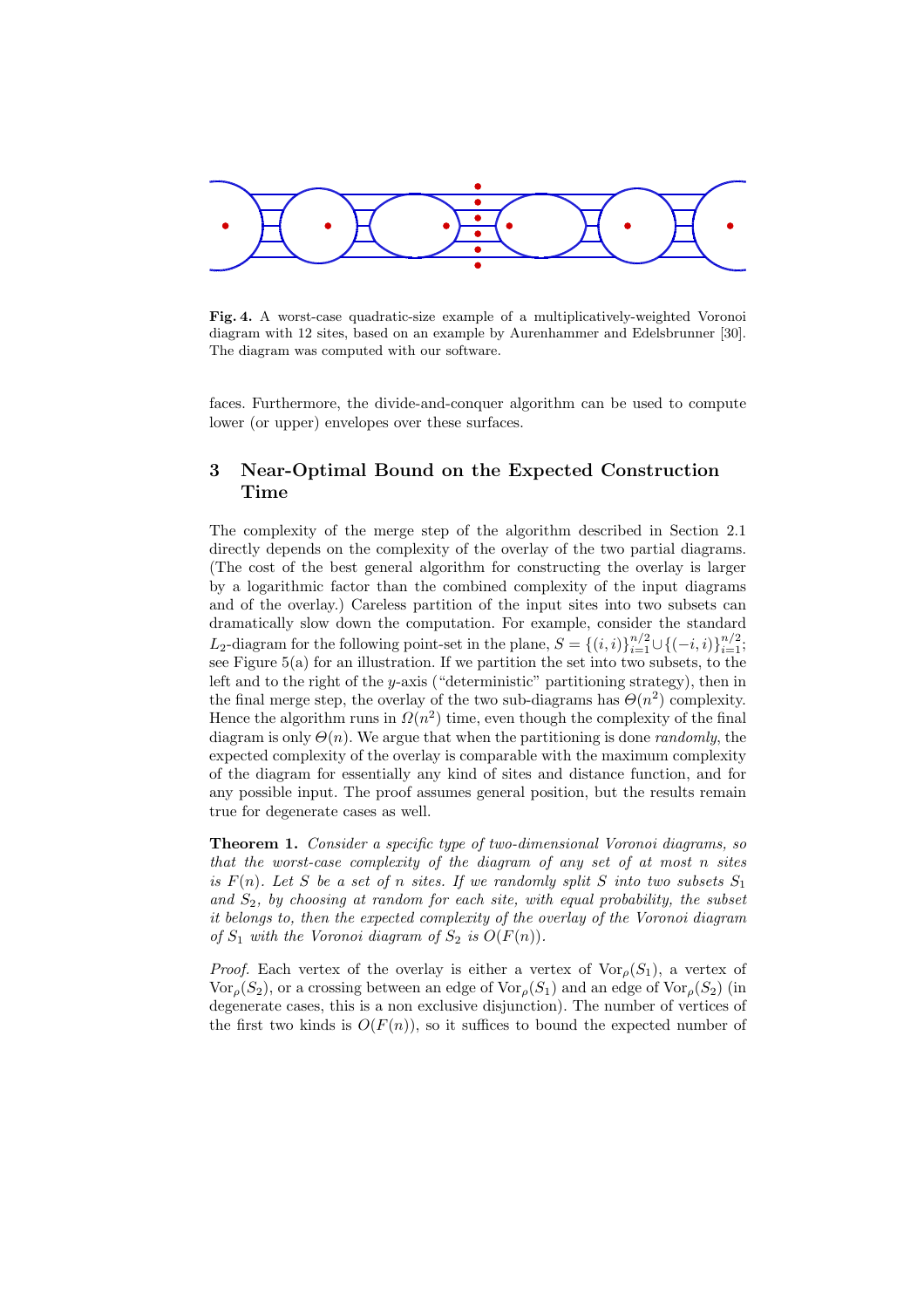**Fig. 4.** A worst-case quadratic-size example of a multiplicatively-weighted Voronoi diagram with 12 sites, based on an example by Aurenhammer and Edelsbrunner [30]. The diagram was computed with our software.

faces. Furthermore, the divide-and-conquer algorithm can be used to compute lower (or upper) envelopes over these surfaces.

## 3 Near-Optimal Bound on the Expected Construction Time

The complexity of the merge step of the algorithm described in Section 2.1 directly depends on the complexity of the overlay of the two partial diagrams. (The cost of the best general algorithm for constructing the overlay is larger by a logarithmic factor than the combined complexity of the input diagrams and of the overlay.) Careless partition of the input sites into two subsets can dramatically slow down the computation. For example, consider the standard $L_2$-diagram for the following point-set in the plane, $S = \{(i,i)\}_{i=1}^{n/2} \cup \{(-i,i)\}_{i=1}^{n/2}$; see Figure 5(a) for an illustration. If we partition the set into two subsets, to the left and to the right of the $y$-axis ("deterministic" partitioning strategy), then in the final merge step, the overlay of the two sub-diagrams has $\Theta(n^2)$ complexity. Hence the algorithm runs in $\Omega(n^2)$ time, even though the complexity of the final diagram is only $\Theta(n)$. We argue that when the partitioning is done *randomly*, the expected complexity of the overlay is comparable with the maximum complexity of the diagram for essentially any kind of sites and distance function, and for any possible input. The proof assumes general position, but the results remain true for degenerate cases as well.

**Theorem 1.** *Consider a specific type of two-dimensional Voronoi diagrams, so that the worst-case complexity of the diagram of any set of at most $n$ sites is $F(n)$. Let $S$ be a set of $n$ sites. If we randomly split $S$ into two subsets $S_1$ and $S_2$, by choosing at random for each site, with equal probability, the subset it belongs to, then the expected complexity of the overlay of the Voronoi diagram of $S_1$ with the Voronoi diagram of $S_2$ is $O(F(n))$.*

*Proof.* Each vertex of the overlay is either a vertex of $\mathrm{Vor}_\rho(S_1)$, a vertex of $\mathrm{Vor}_\rho(S_2)$, or a crossing between an edge of $\mathrm{Vor}_\rho(S_1)$ and an edge of $\mathrm{Vor}_\rho(S_2)$ (in degenerate cases, this is a non exclusive disjunction). The number of vertices of the first two kinds is $O(F(n))$, so it suffices to bound the expected number of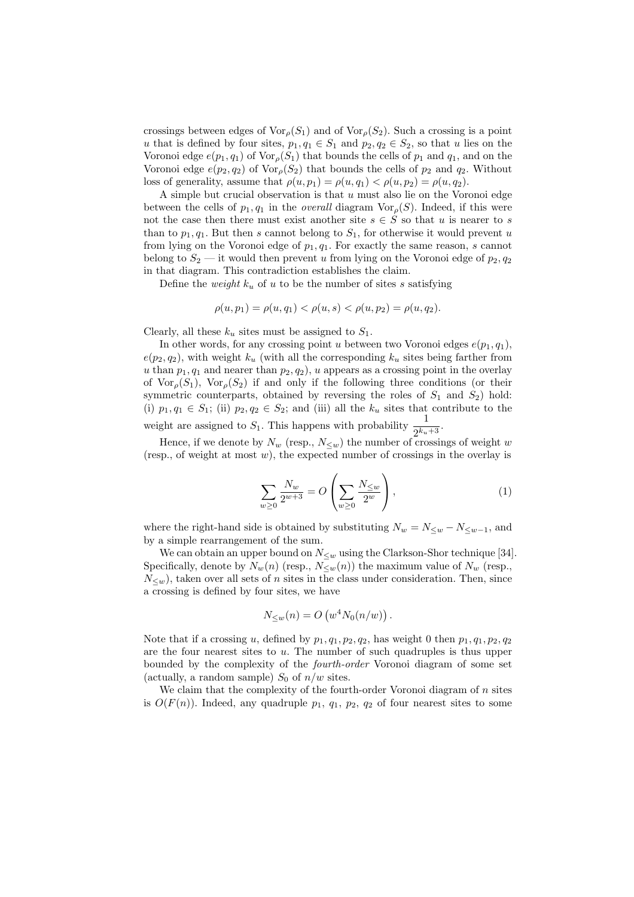crossings between edges of $\mathrm{Vor}_\rho(S_1)$ and of $\mathrm{Vor}_\rho(S_2)$. Such a crossing is a point $u$ that is defined by four sites, $p_1, q_1 \in S_1$ and $p_2, q_2 \in S_2$, so that $u$ lies on the Voronoi edge $e(p_1, q_1)$ of $\mathrm{Vor}_\rho(S_1)$ that bounds the cells of $p_1$ and $q_1$, and on the Voronoi edge $e(p_2, q_2)$ of $\mathrm{Vor}_\rho(S_2)$ that bounds the cells of $p_2$ and $q_2$. Without loss of generality, assume that $\rho(u, p_1) = \rho(u, q_1) < \rho(u, p_2) = \rho(u, q_2)$.

A simple but crucial observation is that $u$ must also lie on the Voronoi edge between the cells of $p_1, q_1$ in the *overall* diagram $\mathrm{Vor}_\rho(S)$. Indeed, if this were not the case then there must exist another site $s \in S$ so that $u$ is nearer to $s$ than to $p_1, q_1$. But then $s$ cannot belong to $S_1$, for otherwise it would prevent $u$ from lying on the Voronoi edge of $p_1, q_1$. For exactly the same reason, $s$ cannot belong to $S_2$ — it would then prevent $u$ from lying on the Voronoi edge of $p_2, q_2$ in that diagram. This contradiction establishes the claim.

Define the *weight* $k_u$ of $u$ to be the number of sites $s$ satisfying

$$\rho(u, p_1) = \rho(u, q_1) < \rho(u, s) < \rho(u, p_2) = \rho(u, q_2).$$

Clearly, all these $k_u$ sites must be assigned to $S_1$.

In other words, for any crossing point $u$ between two Voronoi edges $e(p_1, q_1)$, $e(p_2, q_2)$, with weight $k_u$ (with all the corresponding $k_u$ sites being farther from $u$ than $p_1, q_1$ and nearer than $p_2, q_2$), $u$ appears as a crossing point in the overlay of $\mathrm{Vor}_\rho(S_1)$, $\mathrm{Vor}_\rho(S_2)$ if and only if the following three conditions (or their symmetric counterparts, obtained by reversing the roles of $S_1$ and $S_2$) hold: (i) $p_1, q_1 \in S_1$; (ii) $p_2, q_2 \in S_2$; and (iii) all the $k_u$ sites that contribute to the weight are assigned to $S_1$. This happens with probability $\frac{1}{2^{k_u+3}}$.

Hence, if we denote by $N_w$ (resp., $N_{\le w}$) the number of crossings of weight $w$ (resp., of weight at most $w$), the expected number of crossings in the overlay is

$$\sum_{w \ge 0} \frac{N_w}{2^{w+3}} = O\left( \sum_{w \ge 0} \frac{N_{\le w}}{2^w} \right), \tag{1}$$

where the right-hand side is obtained by substituting $N_w = N_{\le w} - N_{\le w-1}$, and by a simple rearrangement of the sum.

We can obtain an upper bound on $N_{\le w}$ using the Clarkson-Shor technique [34]. Specifically, denote by $N_w(n)$ (resp., $N_{\le w}(n)$) the maximum value of $N_w$ (resp., $N_{\le w}$), taken over all sets of $n$ sites in the class under consideration. Then, since a crossing is defined by four sites, we have

$$N_{\le w}(n) = O\left(w^4 N_0(n/w)\right).$$

Note that if a crossing $u$, defined by $p_1, q_1, p_2, q_2$, has weight 0 then $p_1, q_1, p_2, q_2$ are the four nearest sites to $u$. The number of such quadruples is thus upper bounded by the complexity of the *fourth-order* Voronoi diagram of some set (actually, a random sample) $S_0$ of $n/w$ sites.

We claim that the complexity of the fourth-order Voronoi diagram of $n$ sites is $O(F(n))$. Indeed, any quadruple $p_1$, $q_1$, $p_2$, $q_2$ of four nearest sites to some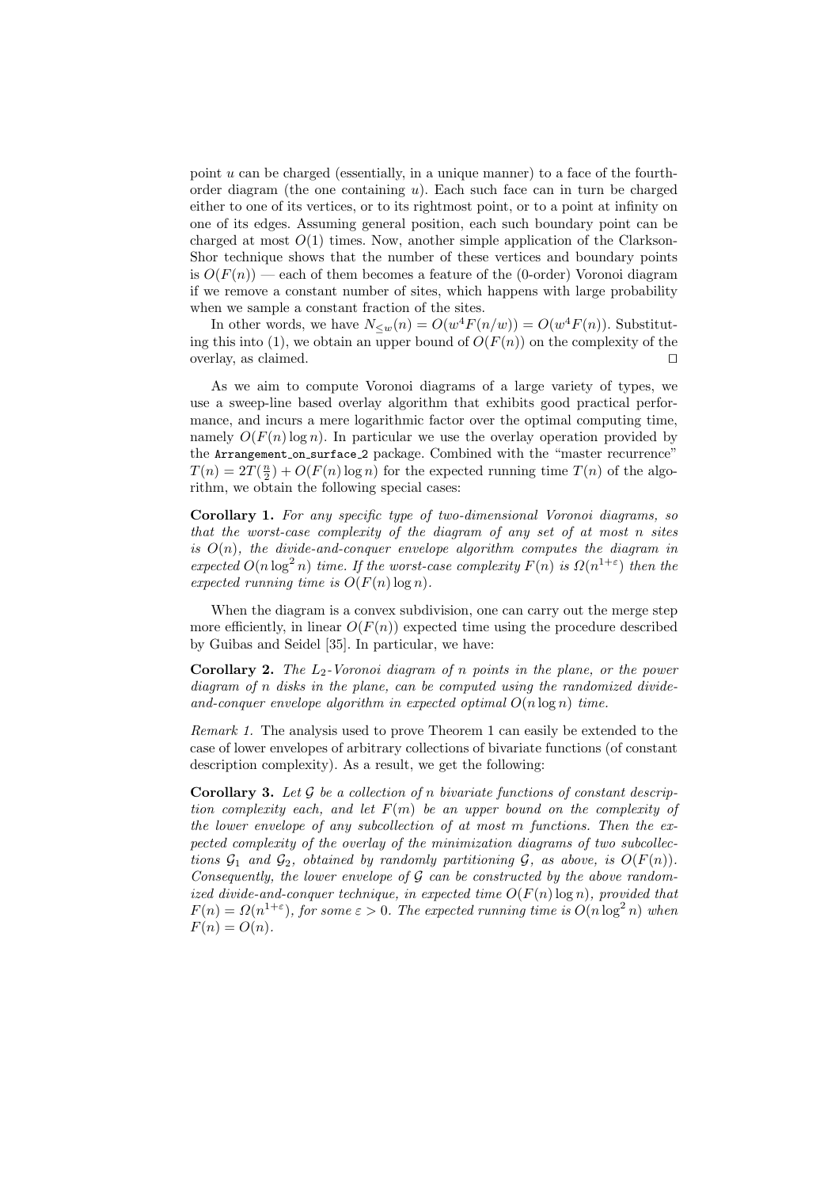point $u$ can be charged (essentially, in a unique manner) to a face of the fourth-order diagram (the one containing $u$). Each such face can in turn be charged either to one of its vertices, or to its rightmost point, or to a point at infinity on one of its edges. Assuming general position, each such boundary point can be charged at most $O(1)$ times. Now, another simple application of the Clarkson-Shor technique shows that the number of these vertices and boundary points is $O(F(n))$ — each of them becomes a feature of the (0-order) Voronoi diagram if we remove a constant number of sites, which happens with large probability when we sample a constant fraction of the sites.

In other words, we have $N_{\leq w}(n) = O(w^4 F(n/w)) = O(w^4 F(n))$. Substituting this into (1), we obtain an upper bound of $O(F(n))$ on the complexity of the overlay, as claimed. □

As we aim to compute Voronoi diagrams of a large variety of types, we use a sweep-line based overlay algorithm that exhibits good practical performance, and incurs a mere logarithmic factor over the optimal computing time, namely $O(F(n)\log n)$. In particular we use the overlay operation provided by the `Arrangement_on_surface_2` package. Combined with the "master recurrence" $T(n) = 2T(\frac{n}{2}) + O(F(n)\log n)$ for the expected running time $T(n)$ of the algorithm, we obtain the following special cases:

**Corollary 1.** *For any specific type of two-dimensional Voronoi diagrams, so that the worst-case complexity of the diagram of any set of at most $n$ sites is $O(n)$, the divide-and-conquer envelope algorithm computes the diagram in expected $O(n\log^2 n)$ time. If the worst-case complexity $F(n)$ is $\Omega(n^{1+\varepsilon})$ then the expected running time is $O(F(n)\log n)$.*

When the diagram is a convex subdivision, one can carry out the merge step more efficiently, in linear $O(F(n))$ expected time using the procedure described by Guibas and Seidel [35]. In particular, we have:

**Corollary 2.** *The $L_2$-Voronoi diagram of $n$ points in the plane, or the power diagram of $n$ disks in the plane, can be computed using the randomized divide-and-conquer envelope algorithm in expected optimal $O(n\log n)$ time.*

*Remark 1.* The analysis used to prove Theorem 1 can easily be extended to the case of lower envelopes of arbitrary collections of bivariate functions (of constant description complexity). As a result, we get the following:

**Corollary 3.** *Let $\mathcal{G}$ be a collection of $n$ bivariate functions of constant description complexity each, and let $F(m)$ be an upper bound on the complexity of the lower envelope of any subcollection of at most $m$ functions. Then the expected complexity of the overlay of the minimization diagrams of two subcollections $\mathcal{G}_1$ and $\mathcal{G}_2$, obtained by randomly partitioning $\mathcal{G}$, as above, is $O(F(n))$. Consequently, the lower envelope of $\mathcal{G}$ can be constructed by the above randomized divide-and-conquer technique, in expected time $O(F(n)\log n)$, provided that $F(n) = \Omega(n^{1+\varepsilon})$, for some $\varepsilon > 0$. The expected running time is $O(n\log^2 n)$ when $F(n) = O(n)$.*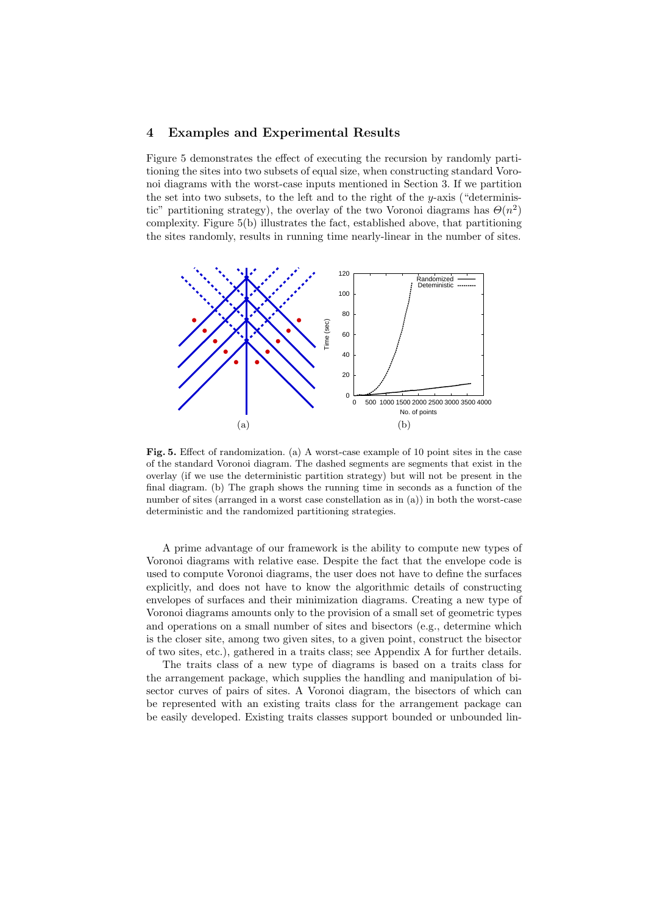## 4 Examples and Experimental Results

Figure 5 demonstrates the effect of executing the recursion by randomly partitioning the sites into two subsets of equal size, when constructing standard Voronoi diagrams with the worst-case inputs mentioned in Section 3. If we partition the set into two subsets, to the left and to the right of the $y$-axis ("deterministic" partitioning strategy), the overlay of the two Voronoi diagrams has $\Theta(n^2)$ complexity. Figure 5(b) illustrates the fact, established above, that partitioning the sites randomly, results in running time nearly-linear in the number of sites.

**Fig. 5.** Effect of randomization. (a) A worst-case example of 10 point sites in the case of the standard Voronoi diagram. The dashed segments are segments that exist in the overlay (if we use the deterministic partition strategy) but will not be present in the final diagram. (b) The graph shows the running time in seconds as a function of the number of sites (arranged in a worst case constellation as in (a)) in both the worst-case deterministic and the randomized partitioning strategies.

A prime advantage of our framework is the ability to compute new types of Voronoi diagrams with relative ease. Despite the fact that the envelope code is used to compute Voronoi diagrams, the user does not have to define the surfaces explicitly, and does not have to know the algorithmic details of constructing envelopes of surfaces and their minimization diagrams. Creating a new type of Voronoi diagrams amounts only to the provision of a small set of geometric types and operations on a small number of sites and bisectors (e.g., determine which is the closer site, among two given sites, to a given point, construct the bisector of two sites, etc.), gathered in a traits class; see Appendix A for further details.

The traits class of a new type of diagrams is based on a traits class for the arrangement package, which supplies the handling and manipulation of bisector curves of pairs of sites. A Voronoi diagram, the bisectors of which can be represented with an existing traits class for the arrangement package can be easily developed. Existing traits classes support bounded or unbounded lin-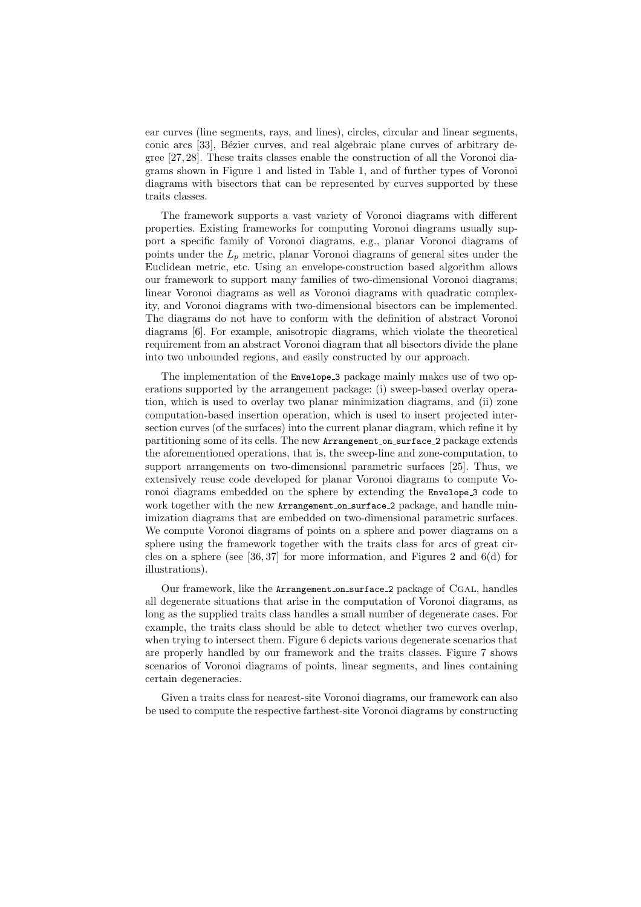ear curves (line segments, rays, and lines), circles, circular and linear segments, conic arcs [33], Bézier curves, and real algebraic plane curves of arbitrary degree [27,28]. These traits classes enable the construction of all the Voronoi diagrams shown in Figure 1 and listed in Table 1, and of further types of Voronoi diagrams with bisectors that can be represented by curves supported by these traits classes.

The framework supports a vast variety of Voronoi diagrams with different properties. Existing frameworks for computing Voronoi diagrams usually support a specific family of Voronoi diagrams, e.g., planar Voronoi diagrams of points under the $L_p$ metric, planar Voronoi diagrams of general sites under the Euclidean metric, etc. Using an envelope-construction based algorithm allows our framework to support many families of two-dimensional Voronoi diagrams; linear Voronoi diagrams as well as Voronoi diagrams with quadratic complexity, and Voronoi diagrams with two-dimensional bisectors can be implemented. The diagrams do not have to conform with the definition of abstract Voronoi diagrams [6]. For example, anisotropic diagrams, which violate the theoretical requirement from an abstract Voronoi diagram that all bisectors divide the plane into two unbounded regions, and easily constructed by our approach.

The implementation of the `Envelope_3` package mainly makes use of two operations supported by the arrangement package: (i) sweep-based overlay operation, which is used to overlay two planar minimization diagrams, and (ii) zone computation-based insertion operation, which is used to insert projected intersection curves (of the surfaces) into the current planar diagram, which refine it by partitioning some of its cells. The new `Arrangement_on_surface_2` package extends the aforementioned operations, that is, the sweep-line and zone-computation, to support arrangements on two-dimensional parametric surfaces [25]. Thus, we extensively reuse code developed for planar Voronoi diagrams to compute Voronoi diagrams embedded on the sphere by extending the `Envelope_3` code to work together with the new `Arrangement_on_surface_2` package, and handle minimization diagrams that are embedded on two-dimensional parametric surfaces. We compute Voronoi diagrams of points on a sphere and power diagrams on a sphere using the framework together with the traits class for arcs of great circles on a sphere (see [36,37] for more information, and Figures 2 and 6(d) for illustrations).

Our framework, like the `Arrangement_on_surface_2` package of Cgal, handles all degenerate situations that arise in the computation of Voronoi diagrams, as long as the supplied traits class handles a small number of degenerate cases. For example, the traits class should be able to detect whether two curves overlap, when trying to intersect them. Figure 6 depicts various degenerate scenarios that are properly handled by our framework and the traits classes. Figure 7 shows scenarios of Voronoi diagrams of points, linear segments, and lines containing certain degeneracies.

Given a traits class for nearest-site Voronoi diagrams, our framework can also be used to compute the respective farthest-site Voronoi diagrams by constructing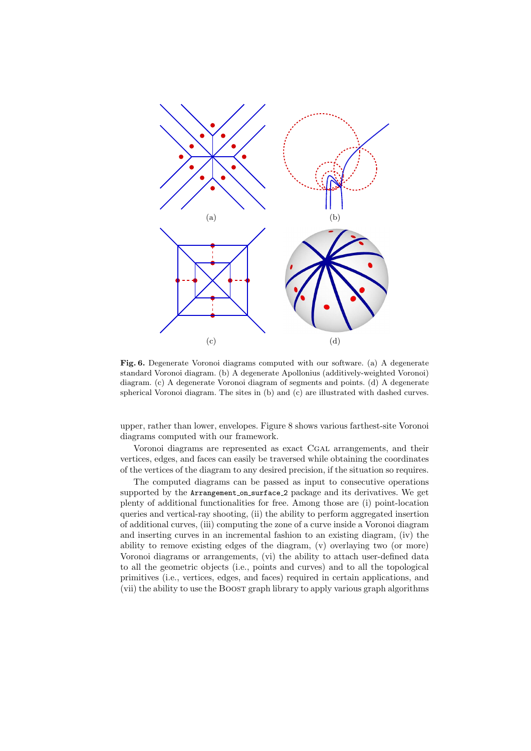(a) (b)

(c) (d)

**Fig. 6.** Degenerate Voronoi diagrams computed with our software. (a) A degenerate standard Voronoi diagram. (b) A degenerate Apollonius (additively-weighted Voronoi) diagram. (c) A degenerate Voronoi diagram of segments and points. (d) A degenerate spherical Voronoi diagram. The sites in (b) and (c) are illustrated with dashed curves.

upper, rather than lower, envelopes. Figure 8 shows various farthest-site Voronoi diagrams computed with our framework.

Voronoi diagrams are represented as exact CGAL arrangements, and their vertices, edges, and faces can easily be traversed while obtaining the coordinates of the vertices of the diagram to any desired precision, if the situation so requires.

The computed diagrams can be passed as input to consecutive operations supported by the `Arrangement_on_surface_2` package and its derivatives. We get plenty of additional functionalities for free. Among those are (i) point-location queries and vertical-ray shooting, (ii) the ability to perform aggregated insertion of additional curves, (iii) computing the zone of a curve inside a Voronoi diagram and inserting curves in an incremental fashion to an existing diagram, (iv) the ability to remove existing edges of the diagram, (v) overlaying two (or more) Voronoi diagrams or arrangements, (vi) the ability to attach user-defined data to all the geometric objects (i.e., points and curves) and to all the topological primitives (i.e., vertices, edges, and faces) required in certain applications, and (vii) the ability to use the BOOST graph library to apply various graph algorithms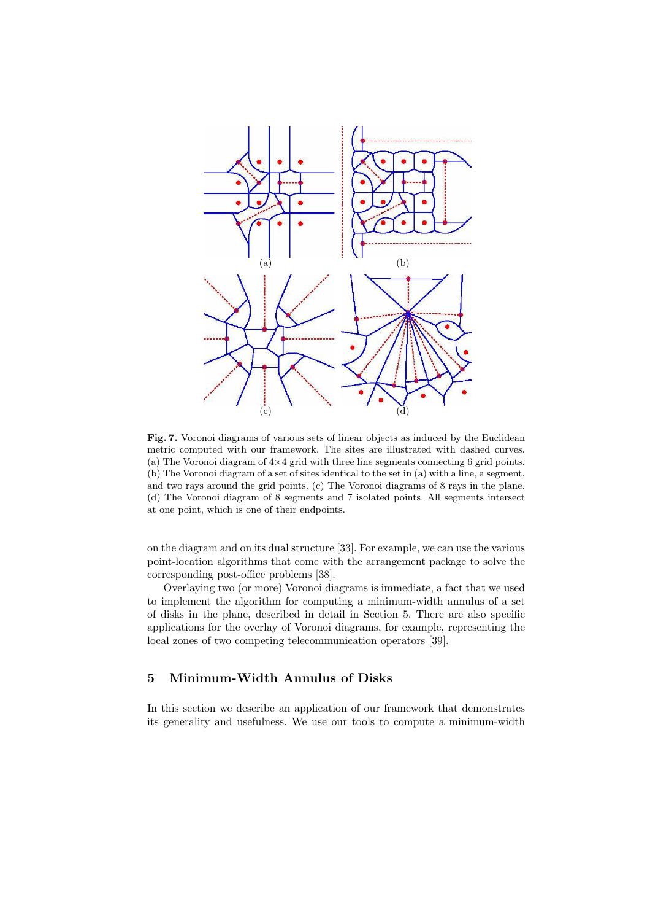**Fig. 7.** Voronoi diagrams of various sets of linear objects as induced by the Euclidean metric computed with our framework. The sites are illustrated with dashed curves. (a) The Voronoi diagram of $4\times4$ grid with three line segments connecting 6 grid points. (b) The Voronoi diagram of a set of sites identical to the set in (a) with a line, a segment, and two rays around the grid points. (c) The Voronoi diagrams of 8 rays in the plane. (d) The Voronoi diagram of 8 segments and 7 isolated points. All segments intersect at one point, which is one of their endpoints.

on the diagram and on its dual structure [33]. For example, we can use the various point-location algorithms that come with the arrangement package to solve the corresponding post-office problems [38].

Overlaying two (or more) Voronoi diagrams is immediate, a fact that we used to implement the algorithm for computing a minimum-width annulus of a set of disks in the plane, described in detail in Section 5. There are also specific applications for the overlay of Voronoi diagrams, for example, representing the local zones of two competing telecommunication operators [39].

## 5 Minimum-Width Annulus of Disks

In this section we describe an application of our framework that demonstrates its generality and usefulness. We use our tools to compute a minimum-width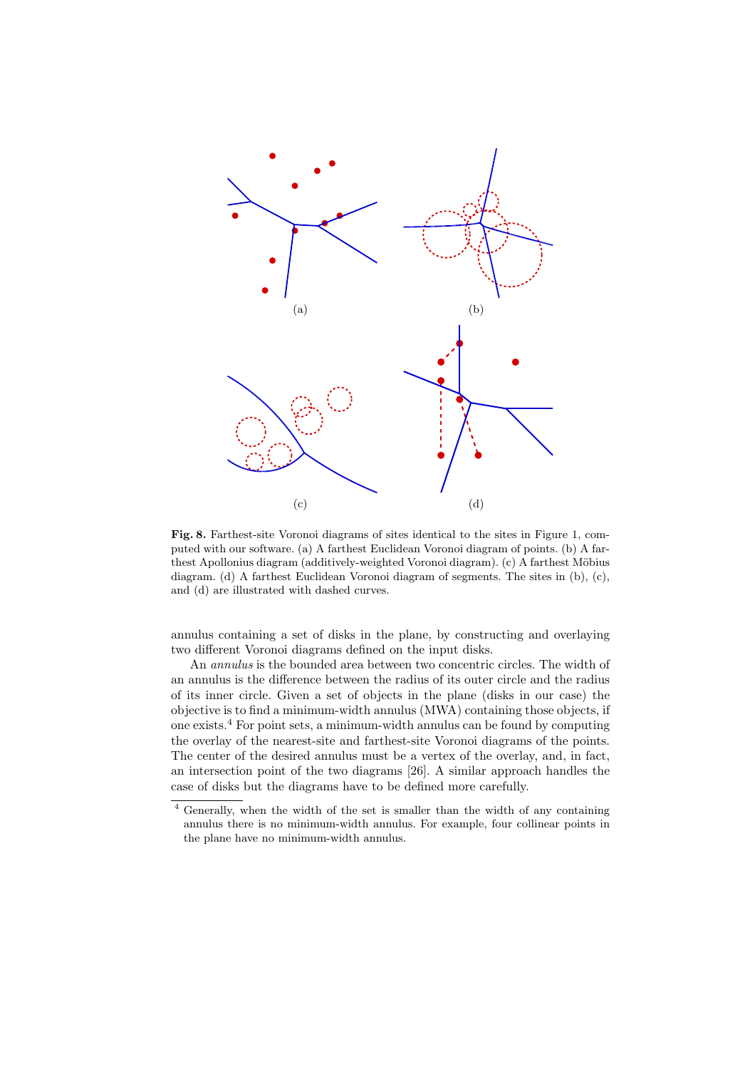**Fig. 8.** Farthest-site Voronoi diagrams of sites identical to the sites in Figure 1, computed with our software. (a) A farthest Euclidean Voronoi diagram of points. (b) A farthest Apollonius diagram (additively-weighted Voronoi diagram). (c) A farthest Möbius diagram. (d) A farthest Euclidean Voronoi diagram of segments. The sites in (b), (c), and (d) are illustrated with dashed curves.

annulus containing a set of disks in the plane, by constructing and overlaying two different Voronoi diagrams defined on the input disks.

An *annulus* is the bounded area between two concentric circles. The width of an annulus is the difference between the radius of its outer circle and the radius of its inner circle. Given a set of objects in the plane (disks in our case) the objective is to find a minimum-width annulus (MWA) containing those objects, if one exists.[4] For point sets, a minimum-width annulus can be found by computing the overlay of the nearest-site and farthest-site Voronoi diagrams of the points. The center of the desired annulus must be a vertex of the overlay, and, in fact, an intersection point of the two diagrams [26]. A similar approach handles the case of disks but the diagrams have to be defined more carefully.

[4] Generally, when the width of the set is smaller than the width of any containing annulus there is no minimum-width annulus. For example, four collinear points in the plane have no minimum-width annulus.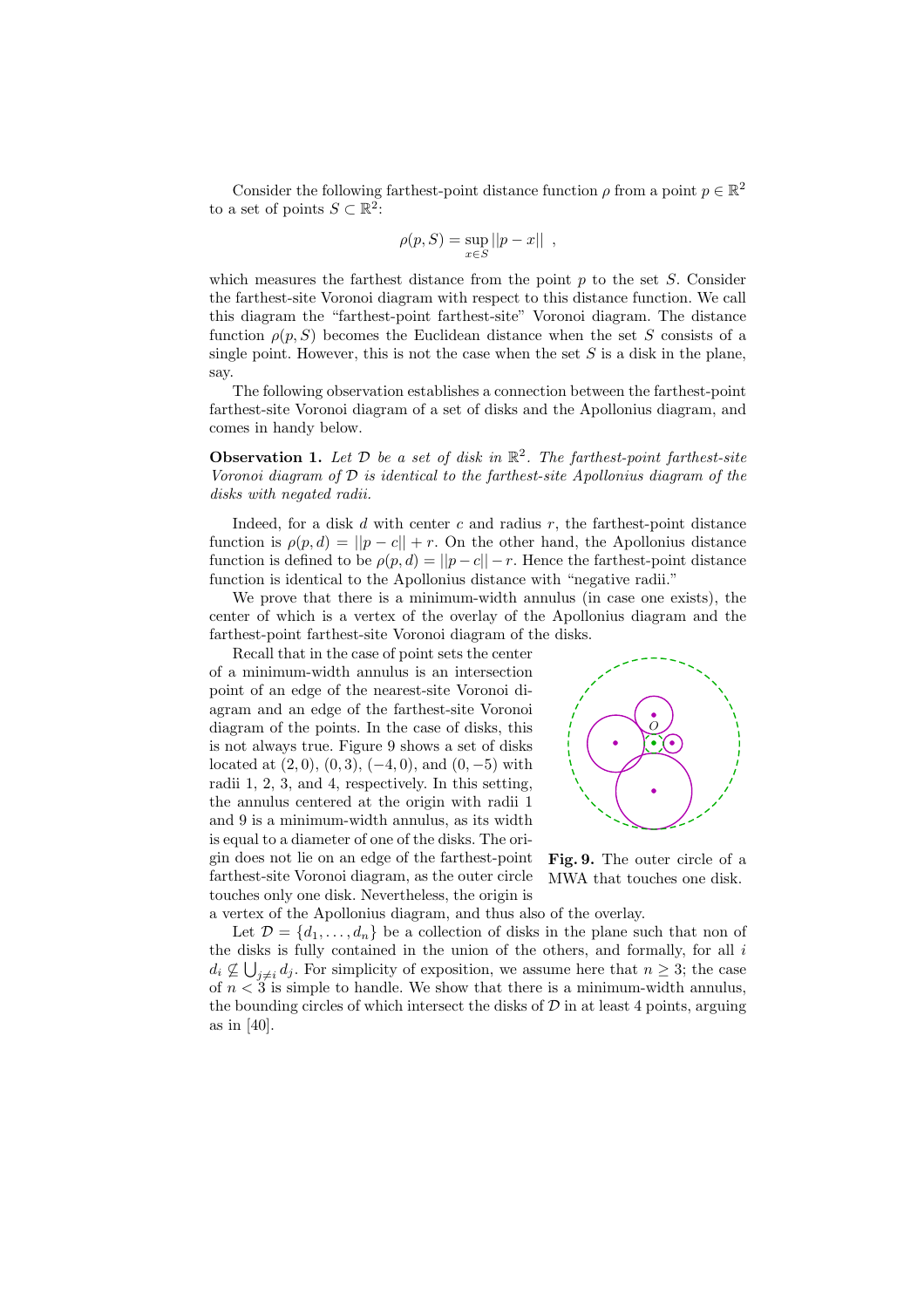Consider the following farthest-point distance function $\rho$ from a point $p \in \mathbb{R}^2$ to a set of points $S \subset \mathbb{R}^2$:

$$\rho(p, S) = \sup_{x \in S} ||p - x|| \ ,$$

which measures the farthest distance from the point $p$ to the set $S$. Consider the farthest-site Voronoi diagram with respect to this distance function. We call this diagram the "farthest-point farthest-site" Voronoi diagram. The distance function $\rho(p, S)$ becomes the Euclidean distance when the set $S$ consists of a single point. However, this is not the case when the set $S$ is a disk in the plane, say.

The following observation establishes a connection between the farthest-point farthest-site Voronoi diagram of a set of disks and the Apollonius diagram, and comes in handy below.

**Observation 1.** *Let $\mathcal{D}$ be a set of disk in $\mathbb{R}^2$. The farthest-point farthest-site Voronoi diagram of $\mathcal{D}$ is identical to the farthest-site Apollonius diagram of the disks with negated radii.*

Indeed, for a disk $d$ with center $c$ and radius $r$, the farthest-point distance function is $\rho(p, d) = ||p - c|| + r$. On the other hand, the Apollonius distance function is defined to be $\rho(p, d) = ||p - c|| - r$. Hence the farthest-point distance function is identical to the Apollonius distance with "negative radii."

We prove that there is a minimum-width annulus (in case one exists), the center of which is a vertex of the Apollonius diagram and the farthest-point farthest-site Voronoi diagram of the disks.

Recall that in the case of point sets the center of a minimum-width annulus is an intersection point of an edge of the nearest-site Voronoi diagram and an edge of the farthest-site Voronoi diagram of the points. In the case of disks, this is not always true. Figure 9 shows a set of disks located at $(2, 0)$, $(0, 3)$, $(-4, 0)$, and $(0, -5)$ with radii 1, 2, 3, and 4, respectively. In this setting, the annulus centered at the origin with radii 1 and 9 is a minimum-width annulus, as its width is equal to a diameter of one of the disks. The origin does not lie on an edge of the farthest-point farthest-site Voronoi diagram, as the outer circle touches only one disk. Nevertheless, the origin is a vertex of the Apollonius diagram, and thus also of the overlay.

**Fig. 9.** The outer circle of a MWA that touches one disk.

Let $\mathcal{D} = \{d_1, \ldots, d_n\}$ be a collection of disks in the plane such that non of the disks is fully contained in the union of the others, and formally, for all $i$ $d_i \not\subseteq \bigcup_{j \neq i} d_j$. For simplicity of exposition, we assume here that $n \geq 3$; the case of $n < 3$ is simple to handle. We show that there is a minimum-width annulus, the bounding circles of which intersect the disks of $\mathcal{D}$ in at least 4 points, arguing as in [40].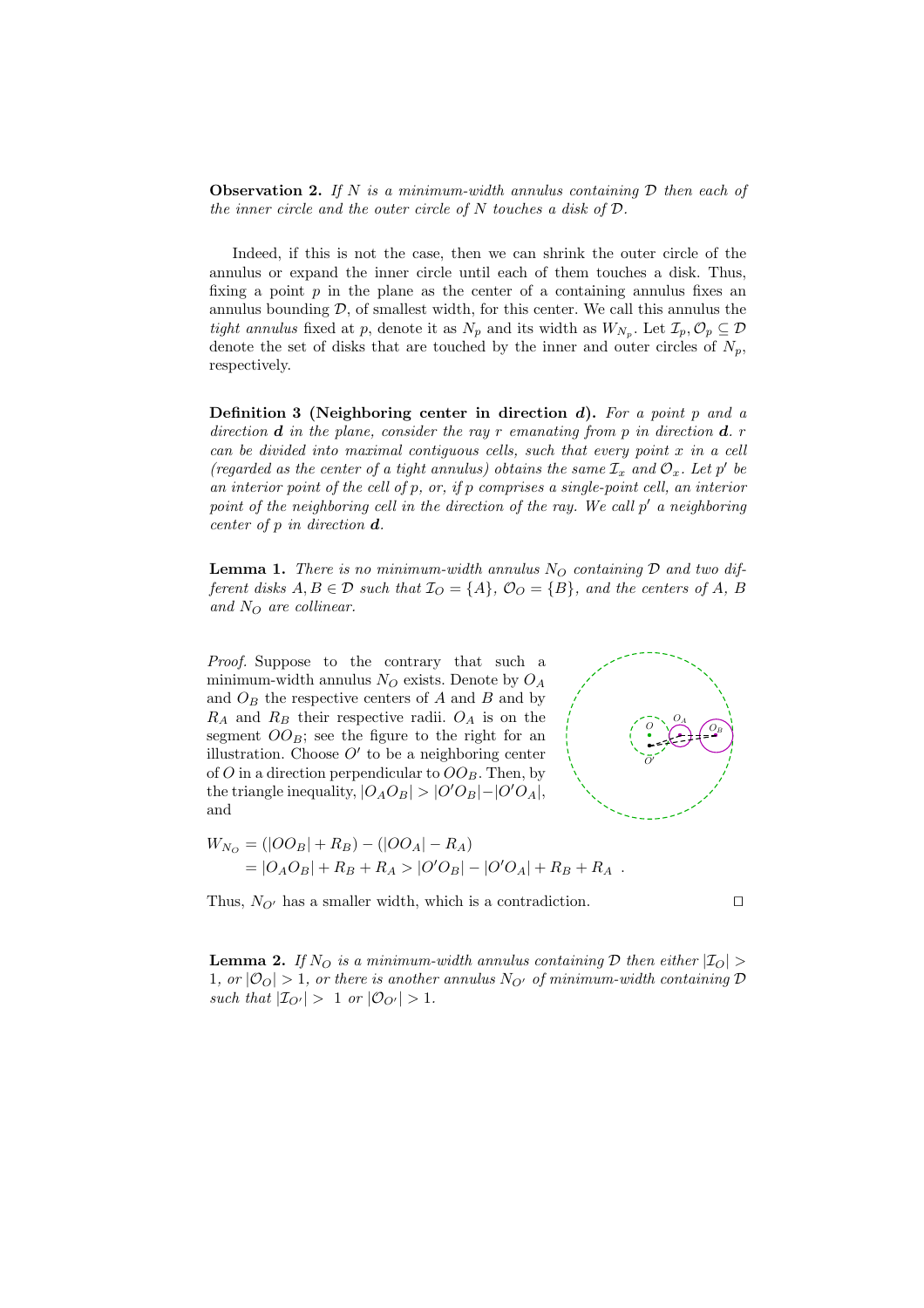**Observation 2.** *If $N$ is a minimum-width annulus containing $\mathcal{D}$ then each of the inner circle and the outer circle of $N$ touches a disk of $\mathcal{D}$.*

Indeed, if this is not the case, then we can shrink the outer circle of the annulus or expand the inner circle until each of them touches a disk. Thus, fixing a point $p$ in the plane as the center of a containing annulus fixes an annulus bounding $\mathcal{D}$, of smallest width, for this center. We call this annulus the *tight annulus* fixed at $p$, denote it as $N_p$ and its width as $W_{N_p}$. Let $\mathcal{I}_p, \mathcal{O}_p \subseteq \mathcal{D}$ denote the set of disks that are touched by the inner and outer circles of $N_p$, respectively.

**Definition 3 (Neighboring center in direction $\boldsymbol{d}$).** *For a point $p$ and a direction $\boldsymbol{d}$ in the plane, consider the ray $r$ emanating from $p$ in direction $\boldsymbol{d}$. $r$ can be divided into maximal contiguous cells, such that every point $x$ in a cell (regarded as the center of a tight annulus) obtains the same $\mathcal{I}_x$ and $\mathcal{O}_x$. Let $p'$ be an interior point of the cell of $p$, or, if $p$ comprises a single-point cell, an interior point of the neighboring cell in the direction of the ray. We call $p'$ a neighboring center of $p$ in direction $\boldsymbol{d}$.*

**Lemma 1.** *There is no minimum-width annulus $N_O$ containing $\mathcal{D}$ and two different disks $A, B \in \mathcal{D}$ such that $\mathcal{I}_O = \{A\}$, $\mathcal{O}_O = \{B\}$, and the centers of $A$, $B$ and $N_O$ are collinear.*

*Proof.* Suppose to the contrary that such a minimum-width annulus $N_O$ exists. Denote by $O_A$ and $O_B$ the respective centers of $A$ and $B$ and by $R_A$ and $R_B$ their respective radii. $O_A$ is on the segment $OO_B$; see the figure to the right for an illustration. Choose $O'$ to be a neighboring center of $O$ in a direction perpendicular to $OO_B$. Then, by the triangle inequality, $|O_AO_B| > |O'O_B| - |O'O_A|$, and

$$
\begin{aligned}
W_{N_O} &= (|OO_B| + R_B) - (|OO_A| - R_A) \\
&= |O_AO_B| + R_B + R_A > |O'O_B| - |O'O_A| + R_B + R_A \ .
\end{aligned}
$$

Thus, $N_{O'}$ has a smaller width, which is a contradiction. $\square$

**Lemma 2.** *If $N_O$ is a minimum-width annulus containing $\mathcal{D}$ then either $|\mathcal{I}_O| > 1$, or $|\mathcal{O}_O| > 1$, or there is another annulus $N_{O'}$ of minimum-width containing $\mathcal{D}$ such that $|\mathcal{I}_{O'}| > 1$ or $|\mathcal{O}_{O'}| > 1$.*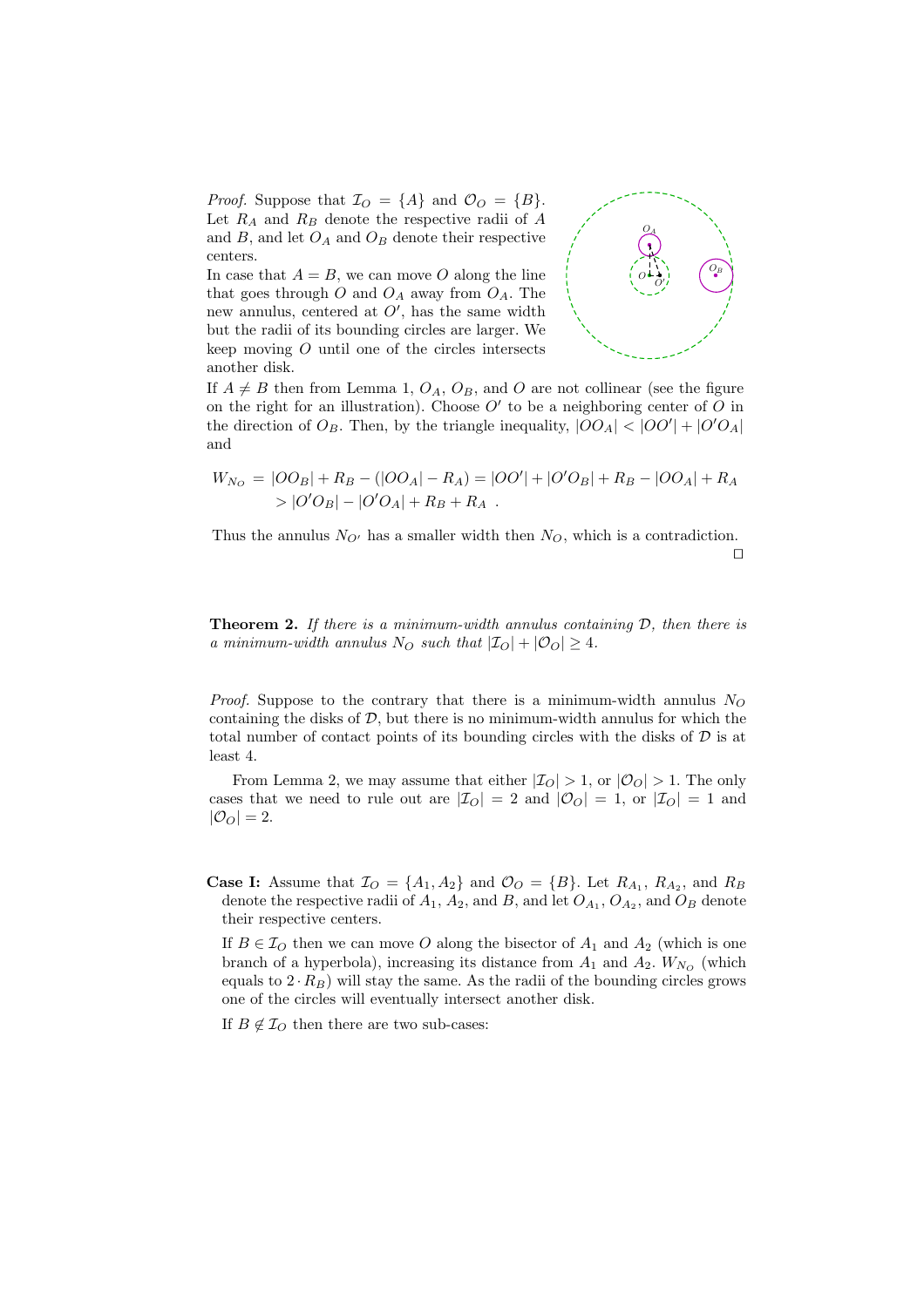*Proof.* Suppose that $\mathcal{I}_O = \{A\}$ and $\mathcal{O}_O = \{B\}$. Let $R_A$ and $R_B$ denote the respective radii of $A$ and $B$, and let $O_A$ and $O_B$ denote their respective centers.

In case that $A = B$, we can move $O$ along the line that goes through $O$ and $O_A$ away from $O_A$. The new annulus, centered at $O'$, has the same width but the radii of its bounding circles are larger. We keep moving $O$ until one of the circles intersects another disk.

If $A \neq B$ then from Lemma 1, $O_A$, $O_B$, and $O$ are not collinear (see the figure on the right for an illustration). Choose $O'$ to be a neighboring center of $O$ in the direction of $O_B$. Then, by the triangle inequality, $|OO_A| < |OO'| + |O'O_A|$ and

$$W_{N_O} = |OO_B| + R_B - (|OO_A| - R_A) = |OO'| + |O'O_B| + R_B - |OO_A| + R_A$$
$$> |O'O_B| - |O'O_A| + R_B + R_A \ .$$

Thus the annulus $N_{O'}$ has a smaller width then $N_O$, which is a contradiction. □

**Theorem 2.** *If there is a minimum-width annulus containing $\mathcal{D}$, then there is a minimum-width annulus $N_O$ such that $|\mathcal{I}_O| + |\mathcal{O}_O| \geq 4$.*

*Proof.* Suppose to the contrary that there is a minimum-width annulus $N_O$ containing the disks of $\mathcal{D}$, but there is no minimum-width annulus for which the total number of contact points of its bounding circles with the disks of $\mathcal{D}$ is at least 4.

From Lemma 2, we may assume that either $|\mathcal{I}_O| > 1$, or $|\mathcal{O}_O| > 1$. The only cases that we need to rule out are $|\mathcal{I}_O| = 2$ and $|\mathcal{O}_O| = 1$, or $|\mathcal{I}_O| = 1$ and $|\mathcal{O}_O| = 2$.

**Case I:** Assume that $\mathcal{I}_O = \{A_1, A_2\}$ and $\mathcal{O}_O = \{B\}$. Let $R_{A_1}$, $R_{A_2}$, and $R_B$ denote the respective radii of $A_1$, $A_2$, and $B$, and let $O_{A_1}$, $O_{A_2}$, and $O_B$ denote their respective centers.

If $B \in \mathcal{I}_O$ then we can move $O$ along the bisector of $A_1$ and $A_2$ (which is one branch of a hyperbola), increasing its distance from $A_1$ and $A_2$. $W_{N_O}$ (which equals to $2 \cdot R_B$) will stay the same. As the radii of the bounding circles grows one of the circles will eventually intersect another disk.

If $B \notin \mathcal{I}_O$ then there are two sub-cases: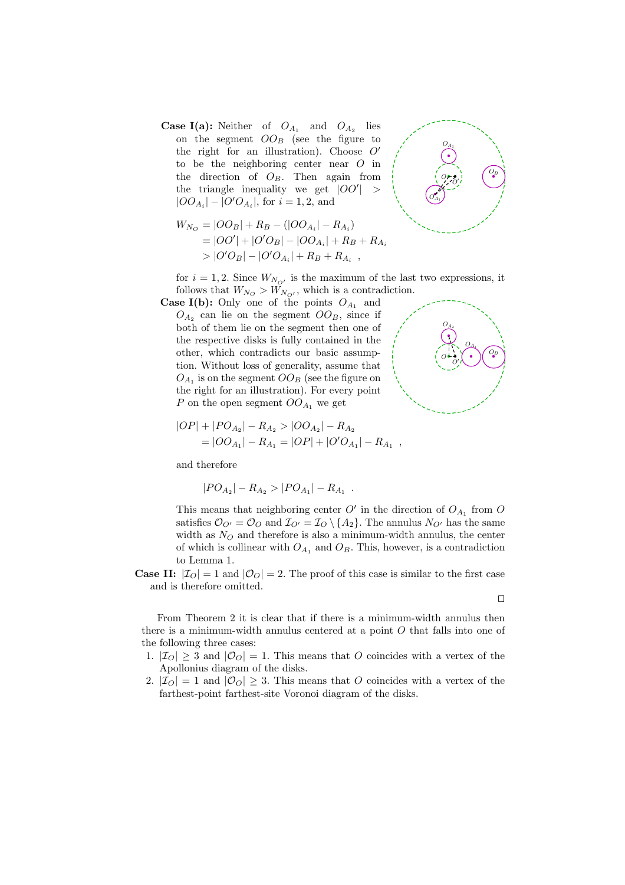**Case I(a):** Neither of $O_{A_1}$ and $O_{A_2}$ lies on the segment $OO_B$ (see the figure to the right for an illustration). Choose $O'$ to be the neighboring center near $O$ in the direction of $O_B$. Then again from the triangle inequality we get $|OO'| > |OO_{A_i}| - |O'O_{A_i}|$, for $i = 1, 2$, and

$$
\begin{aligned}
W_{N_O} &= |OO_B| + R_B - (|OO_{A_i}| - R_{A_i}) \\
&= |OO'| + |O'O_B| - |OO_{A_i}| + R_B + R_{A_i} \\
&> |O'O_B| - |O'O_{A_i}| + R_B + R_{A_i} \ ,
\end{aligned}
$$

for $i = 1, 2$. Since $W_{N_{O'}}$ is the maximum of the last two expressions, it follows that $W_{N_O} > W_{N_{O'}}$, which is a contradiction.

**Case I(b):** Only one of the points $O_{A_1}$ and $O_{A_2}$ can lie on the segment $OO_B$, since if both of them lie on the segment then one of the respective disks is fully contained in the other, which contradicts our basic assumption. Without loss of generality, assume that $O_{A_1}$ is on the segment $OO_B$ (see the figure on the right for an illustration). For every point $P$ on the open segment $OO_{A_1}$ we get

$$
\begin{aligned}
|OP| + |PO_{A_2}| - R_{A_2} &> |OO_{A_2}| - R_{A_2} \\
&= |OO_{A_1}| - R_{A_1} = |OP| + |O'O_{A_1}| - R_{A_1} \ ,
\end{aligned}
$$

and therefore

$$
|PO_{A_2}| - R_{A_2} > |PO_{A_1}| - R_{A_1} \ .
$$

This means that neighboring center $O'$ in the direction of $O_{A_1}$ from $O$ satisfies $\mathcal{O}_{O'} = \mathcal{O}_O$ and $\mathcal{I}_{O'} = \mathcal{I}_O \setminus \{A_2\}$. The annulus $N_{O'}$ has the same width as $N_O$ and therefore is also a minimum-width annulus, the center of which is collinear with $O_{A_1}$ and $O_B$. This, however, is a contradiction to Lemma 1.

**Case II:** $|\mathcal{I}_O| = 1$ and $|\mathcal{O}_O| = 2$. The proof of this case is similar to the first case and is therefore omitted.

□

From Theorem 2 it is clear that if there is a minimum-width annulus then there is a minimum-width annulus centered at a point $O$ that falls into one of the following three cases:

1. $|\mathcal{I}_O| \geq 3$ and $|\mathcal{O}_O| = 1$. This means that $O$ coincides with a vertex of the Apollonius diagram of the disks.
2. $|\mathcal{I}_O| = 1$ and $|\mathcal{O}_O| \geq 3$. This means that $O$ coincides with a vertex of the farthest-point farthest-site Voronoi diagram of the disks.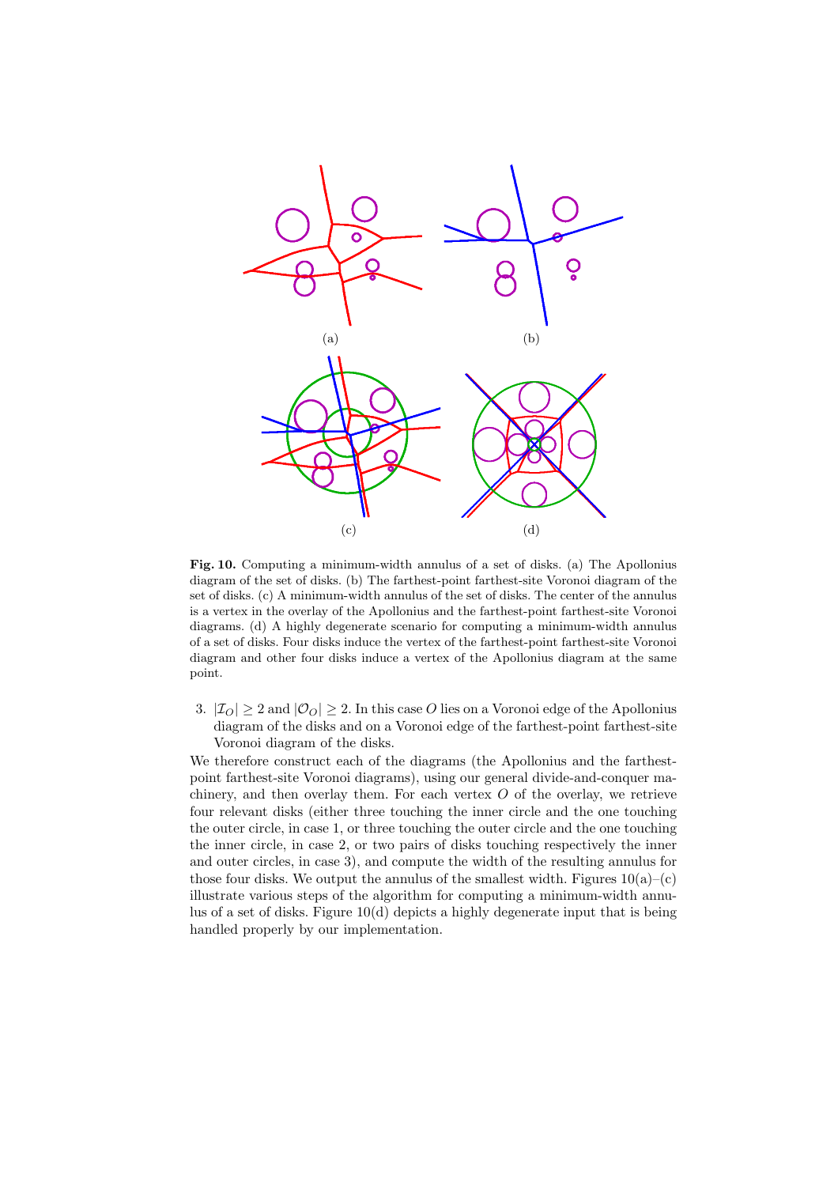**Fig. 10.** Computing a minimum-width annulus of a set of disks. (a) The Apollonius diagram of the set of disks. (b) The farthest-point farthest-site Voronoi diagram of the set of disks. (c) A minimum-width annulus of the set of disks. The center of the annulus is a vertex in the overlay of the Apollonius and the farthest-point farthest-site Voronoi diagrams. (d) A highly degenerate scenario for computing a minimum-width annulus of a set of disks. Four disks induce the vertex of the farthest-point farthest-site Voronoi diagram and other four disks induce a vertex of the Apollonius diagram at the same point.

3. $|\mathcal{I}_O| \geq 2$ and $|\mathcal{O}_O| \geq 2$. In this case $O$ lies on a Voronoi edge of the Apollonius diagram of the disks and on a Voronoi edge of the farthest-point farthest-site Voronoi diagram of the disks.

We therefore construct each of the diagrams (the Apollonius and the farthest-point farthest-site Voronoi diagrams), using our general divide-and-conquer machinery, and then overlay them. For each vertex $O$ of the overlay, we retrieve four relevant disks (either three touching the inner circle and the one touching the outer circle, in case 1, or three touching the outer circle and the one touching the inner circle, in case 2, or two pairs of disks touching respectively the inner and outer circles, in case 3), and compute the width of the resulting annulus for those four disks. We output the annulus of the smallest width. Figures 10(a)–(c) illustrate various steps of the algorithm for computing a minimum-width annulus of a set of disks. Figure 10(d) depicts a highly degenerate input that is being handled properly by our implementation.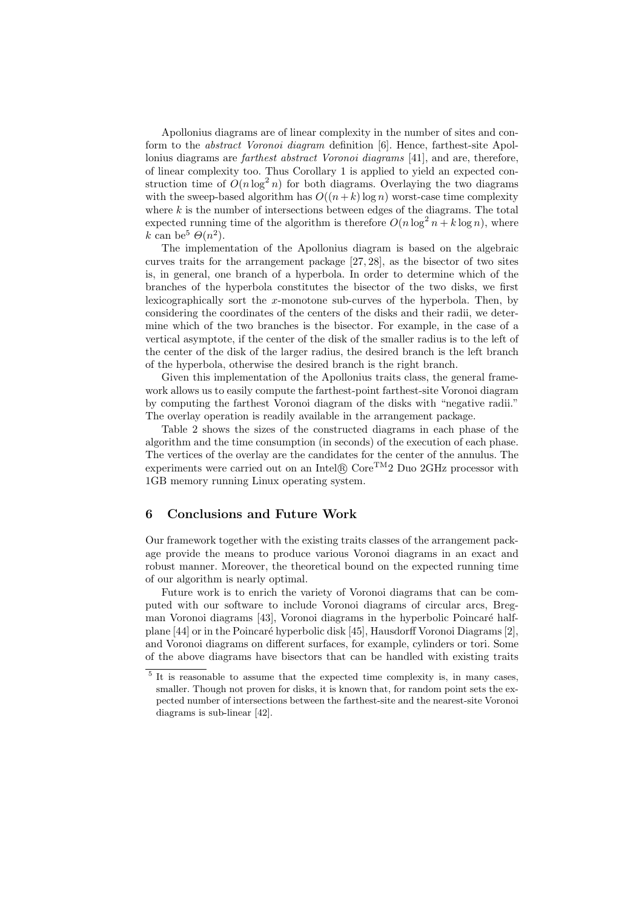Apollonius diagrams are of linear complexity in the number of sites and conform to the *abstract Voronoi diagram* definition [6]. Hence, farthest-site Apollonius diagrams are *farthest abstract Voronoi diagrams* [41], and are, therefore, of linear complexity too. Thus Corollary 1 is applied to yield an expected construction time of $O(n \log^2 n)$ for both diagrams. Overlaying the two diagrams with the sweep-based algorithm has $O((n+k)\log n)$ worst-case time complexity where $k$ is the number of intersections between edges of the diagrams. The total expected running time of the algorithm is therefore $O(n \log^2 n + k \log n)$, where $k$ can be[5] $\Theta(n^2)$.

The implementation of the Apollonius diagram is based on the algebraic curves traits for the arrangement package [27, 28], as the bisector of two sites is, in general, one branch of a hyperbola. In order to determine which of the branches of the hyperbola constitutes the bisector of the two disks, we first lexicographically sort the $x$-monotone sub-curves of the hyperbola. Then, by considering the coordinates of the centers of the disks and their radii, we determine which of the two branches is the bisector. For example, in the case of a vertical asymptote, if the center of the disk of the smaller radius is to the left of the center of the disk of the larger radius, the desired branch is the left branch of the hyperbola, otherwise the desired branch is the right branch.

Given this implementation of the Apollonius traits class, the general framework allows us to easily compute the farthest-point farthest-site Voronoi diagram by computing the farthest Voronoi diagram of the disks with "negative radii." The overlay operation is readily available in the arrangement package.

Table 2 shows the sizes of the constructed diagrams in each phase of the algorithm and the time consumption (in seconds) of the execution of each phase. The vertices of the overlay are the candidates for the center of the annulus. The experiments were carried out on an Intel® Core™2 Duo 2GHz processor with 1GB memory running Linux operating system.

## 6 Conclusions and Future Work

Our framework together with the existing traits classes of the arrangement package provide the means to produce various Voronoi diagrams in an exact and robust manner. Moreover, the theoretical bound on the expected running time of our algorithm is nearly optimal.

Future work is to enrich the variety of Voronoi diagrams that can be computed with our software to include Voronoi diagrams of circular arcs, Bregman Voronoi diagrams [43], Voronoi diagrams in the hyperbolic Poincaré half-plane [44] or in the Poincaré hyperbolic disk [45], Hausdorff Voronoi Diagrams [2], and Voronoi diagrams on different surfaces, for example, cylinders or tori. Some of the above diagrams have bisectors that can be handled with existing traits

[5] It is reasonable to assume that the expected time complexity is, in many cases, smaller. Though not proven for disks, it is known that, for random point sets the expected number of intersections between the farthest-site and the nearest-site Voronoi diagrams is sub-linear [42].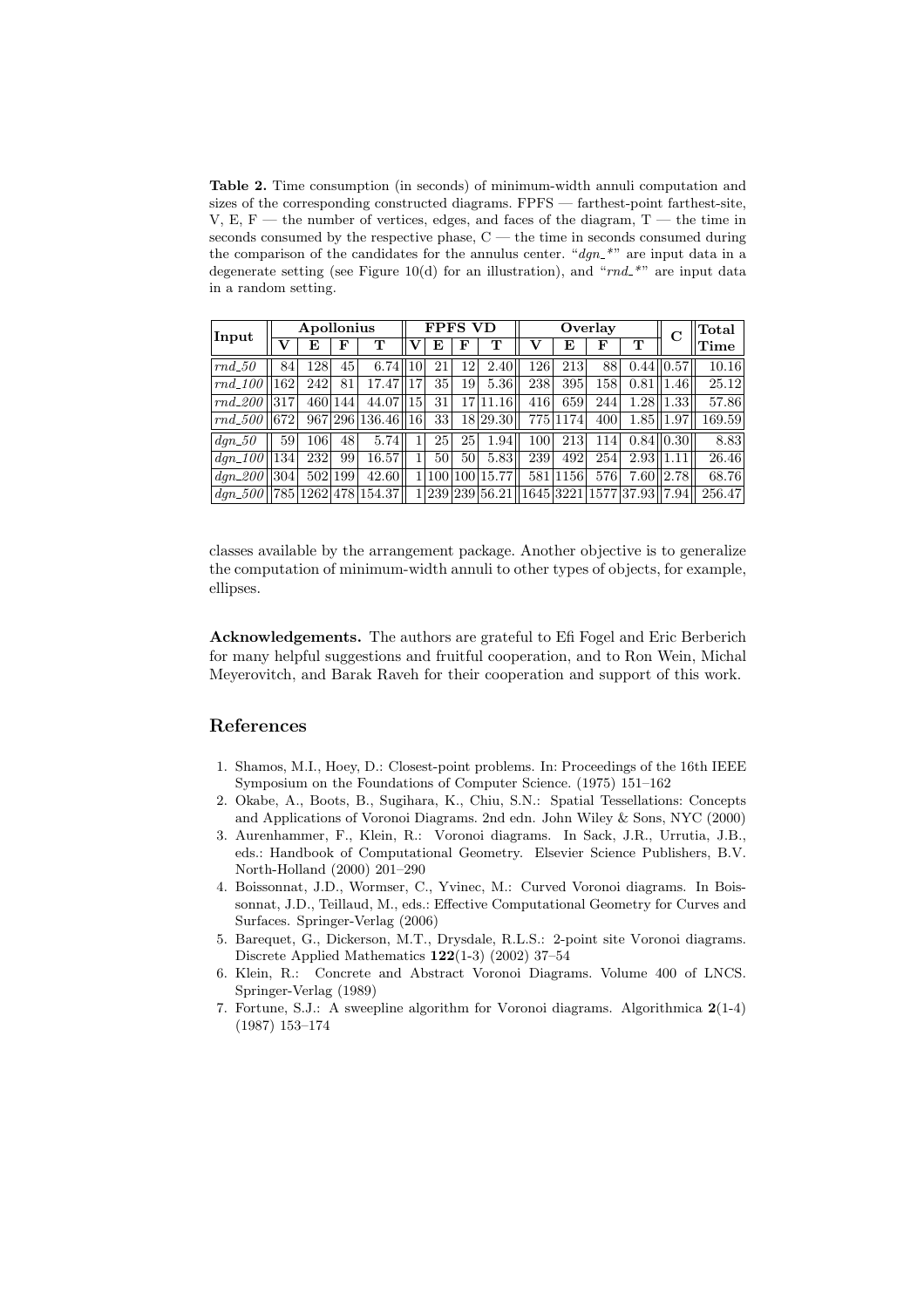**Table 2.** Time consumption (in seconds) of minimum-width annuli computation and sizes of the corresponding constructed diagrams. FPFS — farthest-point farthest-site, V, E, F — the number of vertices, edges, and faces of the diagram, T — the time in seconds consumed by the respective phase, C — the time in seconds consumed during the comparison of the candidates for the annulus center. "*dgn_\**" are input data in a degenerate setting (see Figure 10(d) for an illustration), and "*rnd_\**" are input data in a random setting.

| Input | Apollonius | | | | FPFS VD | | | | Overlay | | | | C | Total Time |
|---|---|---|---|---|---|---|---|---|---|---|---|---|---|---|
| | V | E | F | T | V | E | F | T | V | E | F | T | | |
| *rnd_50* | 84 | 128 | 45 | 6.74 | 10 | 21 | 12 | 2.40 | 126 | 213 | 88 | 0.44 | 0.57 | 10.16 |
| *rnd_100* | 162 | 242 | 81 | 17.47 | 17 | 35 | 19 | 5.36 | 238 | 395 | 158 | 0.81 | 1.46 | 25.12 |
| *rnd_200* | 317 | 460 | 144 | 44.07 | 15 | 31 | 17 | 11.16 | 416 | 659 | 244 | 1.28 | 1.33 | 57.86 |
| *rnd_500* | 672 | 967 | 296 | 136.46 | 16 | 33 | 18 | 29.30 | 775 | 1174 | 400 | 1.85 | 1.97 | 169.59 |
| *dgn_50* | 59 | 106 | 48 | 5.74 | 1 | 25 | 25 | 1.94 | 100 | 213 | 114 | 0.84 | 0.30 | 8.83 |
| *dgn_100* | 134 | 232 | 99 | 16.57 | 1 | 50 | 50 | 5.83 | 239 | 492 | 254 | 2.93 | 1.11 | 26.46 |
| *dgn_200* | 304 | 502 | 199 | 42.60 | 1 | 100 | 100 | 15.77 | 581 | 1156 | 576 | 7.60 | 2.78 | 68.76 |
| *dgn_500* | 785 | 1262 | 478 | 154.37 | 1 | 239 | 239 | 56.21 | 1645 | 3221 | 1577 | 37.93 | 7.94 | 256.47 |

classes available by the arrangement package. Another objective is to generalize the computation of minimum-width annuli to other types of objects, for example, ellipses.

**Acknowledgements.** The authors are grateful to Efi Fogel and Eric Berberich for many helpful suggestions and fruitful cooperation, and to Ron Wein, Michal Meyerovitch, and Barak Raveh for their cooperation and support of this work.

## References

1. Shamos, M.I., Hoey, D.: Closest-point problems. In: Proceedings of the 16th IEEE Symposium on the Foundations of Computer Science. (1975) 151–162
2. Okabe, A., Boots, B., Sugihara, K., Chiu, S.N.: Spatial Tessellations: Concepts and Applications of Voronoi Diagrams. 2nd edn. John Wiley & Sons, NYC (2000)
3. Aurenhammer, F., Klein, R.: Voronoi diagrams. In Sack, J.R., Urrutia, J.B., eds.: Handbook of Computational Geometry. Elsevier Science Publishers, B.V. North-Holland (2000) 201–290
4. Boissonnat, J.D., Wormser, C., Yvinec, M.: Curved Voronoi diagrams. In Boissonnat, J.D., Teillaud, M., eds.: Effective Computational Geometry for Curves and Surfaces. Springer-Verlag (2006)
5. Barequet, G., Dickerson, M.T., Drysdale, R.L.S.: 2-point site Voronoi diagrams. Discrete Applied Mathematics **122**(1-3) (2002) 37–54
6. Klein, R.: Concrete and Abstract Voronoi Diagrams. Volume 400 of LNCS. Springer-Verlag (1989)
7. Fortune, S.J.: A sweepline algorithm for Voronoi diagrams. Algorithmica **2**(1-4) (1987) 153–174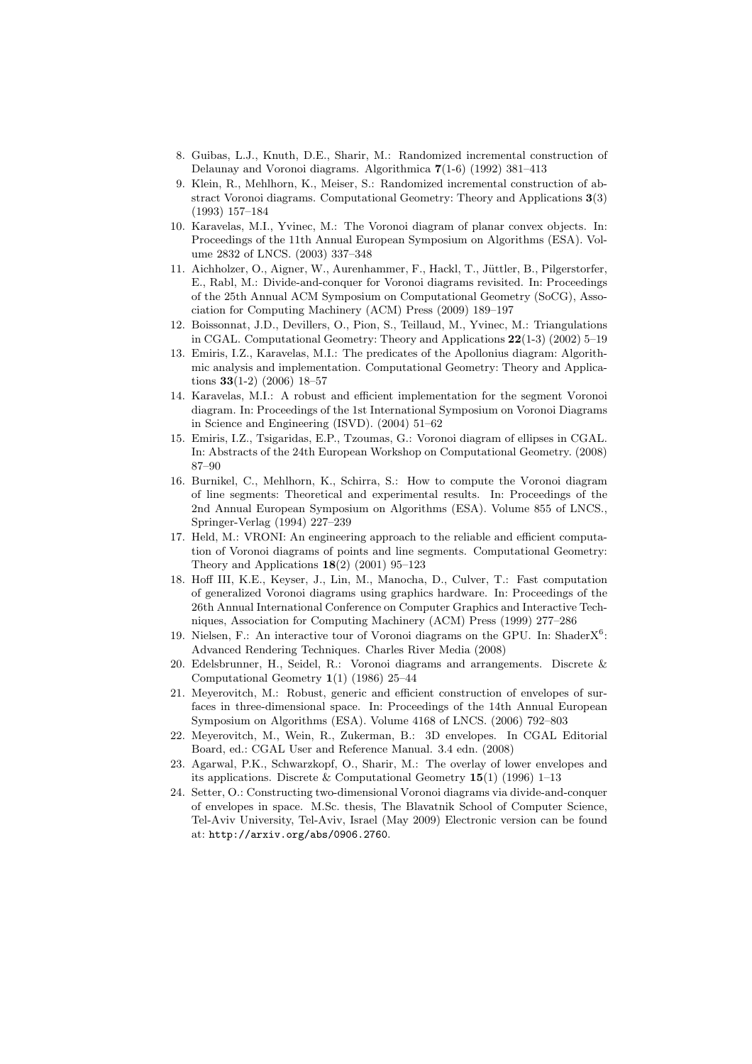8. Guibas, L.J., Knuth, D.E., Sharir, M.: Randomized incremental construction of Delaunay and Voronoi diagrams. Algorithmica **7**(1-6) (1992) 381–413
9. Klein, R., Mehlhorn, K., Meiser, S.: Randomized incremental construction of abstract Voronoi diagrams. Computational Geometry: Theory and Applications **3**(3) (1993) 157–184
10. Karavelas, M.I., Yvinec, M.: The Voronoi diagram of planar convex objects. In: Proceedings of the 11th Annual European Symposium on Algorithms (ESA). Volume 2832 of LNCS. (2003) 337–348
11. Aichholzer, O., Aigner, W., Aurenhammer, F., Hackl, T., Jüttler, B., Pilgerstorfer, E., Rabl, M.: Divide-and-conquer for Voronoi diagrams revisited. In: Proceedings of the 25th Annual ACM Symposium on Computational Geometry (SoCG), Association for Computing Machinery (ACM) Press (2009) 189–197
12. Boissonnat, J.D., Devillers, O., Pion, S., Teillaud, M., Yvinec, M.: Triangulations in CGAL. Computational Geometry: Theory and Applications **22**(1-3) (2002) 5–19
13. Emiris, I.Z., Karavelas, M.I.: The predicates of the Apollonius diagram: Algorithmic analysis and implementation. Computational Geometry: Theory and Applications **33**(1-2) (2006) 18–57
14. Karavelas, M.I.: A robust and efficient implementation for the segment Voronoi diagram. In: Proceedings of the 1st International Symposium on Voronoi Diagrams in Science and Engineering (ISVD). (2004) 51–62
15. Emiris, I.Z., Tsigaridas, E.P., Tzoumas, G.: Voronoi diagram of ellipses in CGAL. In: Abstracts of the 24th European Workshop on Computational Geometry. (2008) 87–90
16. Burnikel, C., Mehlhorn, K., Schirra, S.: How to compute the Voronoi diagram of line segments: Theoretical and experimental results. In: Proceedings of the 2nd Annual European Symposium on Algorithms (ESA). Volume 855 of LNCS., Springer-Verlag (1994) 227–239
17. Held, M.: VRONI: An engineering approach to the reliable and efficient computation of Voronoi diagrams of points and line segments. Computational Geometry: Theory and Applications **18**(2) (2001) 95–123
18. Hoff III, K.E., Keyser, J., Lin, M., Manocha, D., Culver, T.: Fast computation of generalized Voronoi diagrams using graphics hardware. In: Proceedings of the 26th Annual International Conference on Computer Graphics and Interactive Techniques, Association for Computing Machinery (ACM) Press (1999) 277–286
19. Nielsen, F.: An interactive tour of Voronoi diagrams on the GPU. In: Shader$X^6$: Advanced Rendering Techniques. Charles River Media (2008)
20. Edelsbrunner, H., Seidel, R.: Voronoi diagrams and arrangements. Discrete & Computational Geometry **1**(1) (1986) 25–44
21. Meyerovitch, M.: Robust, generic and efficient construction of envelopes of surfaces in three-dimensional space. In: Proceedings of the 14th Annual European Symposium on Algorithms (ESA). Volume 4168 of LNCS. (2006) 792–803
22. Meyerovitch, M., Wein, R., Zukerman, B.: 3D envelopes. In CGAL Editorial Board, ed.: CGAL User and Reference Manual. 3.4 edn. (2008)
23. Agarwal, P.K., Schwarzkopf, O., Sharir, M.: The overlay of lower envelopes and its applications. Discrete & Computational Geometry **15**(1) (1996) 1–13
24. Setter, O.: Constructing two-dimensional Voronoi diagrams via divide-and-conquer of envelopes in space. M.Sc. thesis, The Blavatnik School of Computer Science, Tel-Aviv University, Tel-Aviv, Israel (May 2009) Electronic version can be found at: `http://arxiv.org/abs/0906.2760`.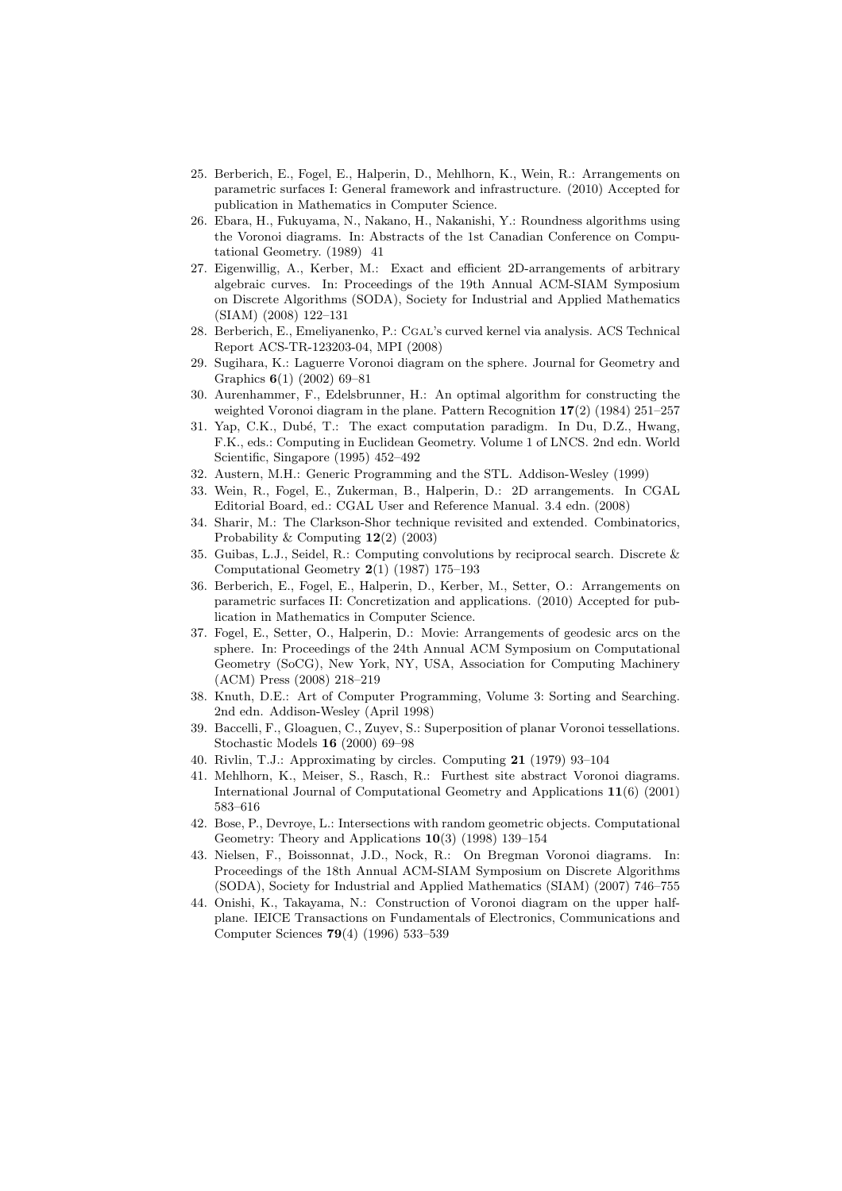25. Berberich, E., Fogel, E., Halperin, D., Mehlhorn, K., Wein, R.: Arrangements on parametric surfaces I: General framework and infrastructure. (2010) Accepted for publication in Mathematics in Computer Science.
26. Ebara, H., Fukuyama, N., Nakano, H., Nakanishi, Y.: Roundness algorithms using the Voronoi diagrams. In: Abstracts of the 1st Canadian Conference on Computational Geometry. (1989) 41
27. Eigenwillig, A., Kerber, M.: Exact and efficient 2D-arrangements of arbitrary algebraic curves. In: Proceedings of the 19th Annual ACM-SIAM Symposium on Discrete Algorithms (SODA), Society for Industrial and Applied Mathematics (SIAM) (2008) 122–131
28. Berberich, E., Emeliyanenko, P.: CGAL's curved kernel via analysis. ACS Technical Report ACS-TR-123203-04, MPI (2008)
29. Sugihara, K.: Laguerre Voronoi diagram on the sphere. Journal for Geometry and Graphics **6**(1) (2002) 69–81
30. Aurenhammer, F., Edelsbrunner, H.: An optimal algorithm for constructing the weighted Voronoi diagram in the plane. Pattern Recognition **17**(2) (1984) 251–257
31. Yap, C.K., Dubé, T.: The exact computation paradigm. In Du, D.Z., Hwang, F.K., eds.: Computing in Euclidean Geometry. Volume 1 of LNCS. 2nd edn. World Scientific, Singapore (1995) 452–492
32. Austern, M.H.: Generic Programming and the STL. Addison-Wesley (1999)
33. Wein, R., Fogel, E., Zukerman, B., Halperin, D.: 2D arrangements. In CGAL Editorial Board, ed.: CGAL User and Reference Manual. 3.4 edn. (2008)
34. Sharir, M.: The Clarkson-Shor technique revisited and extended. Combinatorics, Probability & Computing **12**(2) (2003)
35. Guibas, L.J., Seidel, R.: Computing convolutions by reciprocal search. Discrete & Computational Geometry **2**(1) (1987) 175–193
36. Berberich, E., Fogel, E., Halperin, D., Kerber, M., Setter, O.: Arrangements on parametric surfaces II: Concretization and applications. (2010) Accepted for publication in Mathematics in Computer Science.
37. Fogel, E., Setter, O., Halperin, D.: Movie: Arrangements of geodesic arcs on the sphere. In: Proceedings of the 24th Annual ACM Symposium on Computational Geometry (SoCG), New York, NY, USA, Association for Computing Machinery (ACM) Press (2008) 218–219
38. Knuth, D.E.: Art of Computer Programming, Volume 3: Sorting and Searching. 2nd edn. Addison-Wesley (April 1998)
39. Baccelli, F., Gloaguen, C., Zuyev, S.: Superposition of planar Voronoi tessellations. Stochastic Models **16** (2000) 69–98
40. Rivlin, T.J.: Approximating by circles. Computing **21** (1979) 93–104
41. Mehlhorn, K., Meiser, S., Rasch, R.: Furthest site abstract Voronoi diagrams. International Journal of Computational Geometry and Applications **11**(6) (2001) 583–616
42. Bose, P., Devroye, L.: Intersections with random geometric objects. Computational Geometry: Theory and Applications **10**(3) (1998) 139–154
43. Nielsen, F., Boissonnat, J.D., Nock, R.: On Bregman Voronoi diagrams. In: Proceedings of the 18th Annual ACM-SIAM Symposium on Discrete Algorithms (SODA), Society for Industrial and Applied Mathematics (SIAM) (2007) 746–755
44. Onishi, K., Takayama, N.: Construction of Voronoi diagram on the upper half-plane. IEICE Transactions on Fundamentals of Electronics, Communications and Computer Sciences **79**(4) (1996) 533–539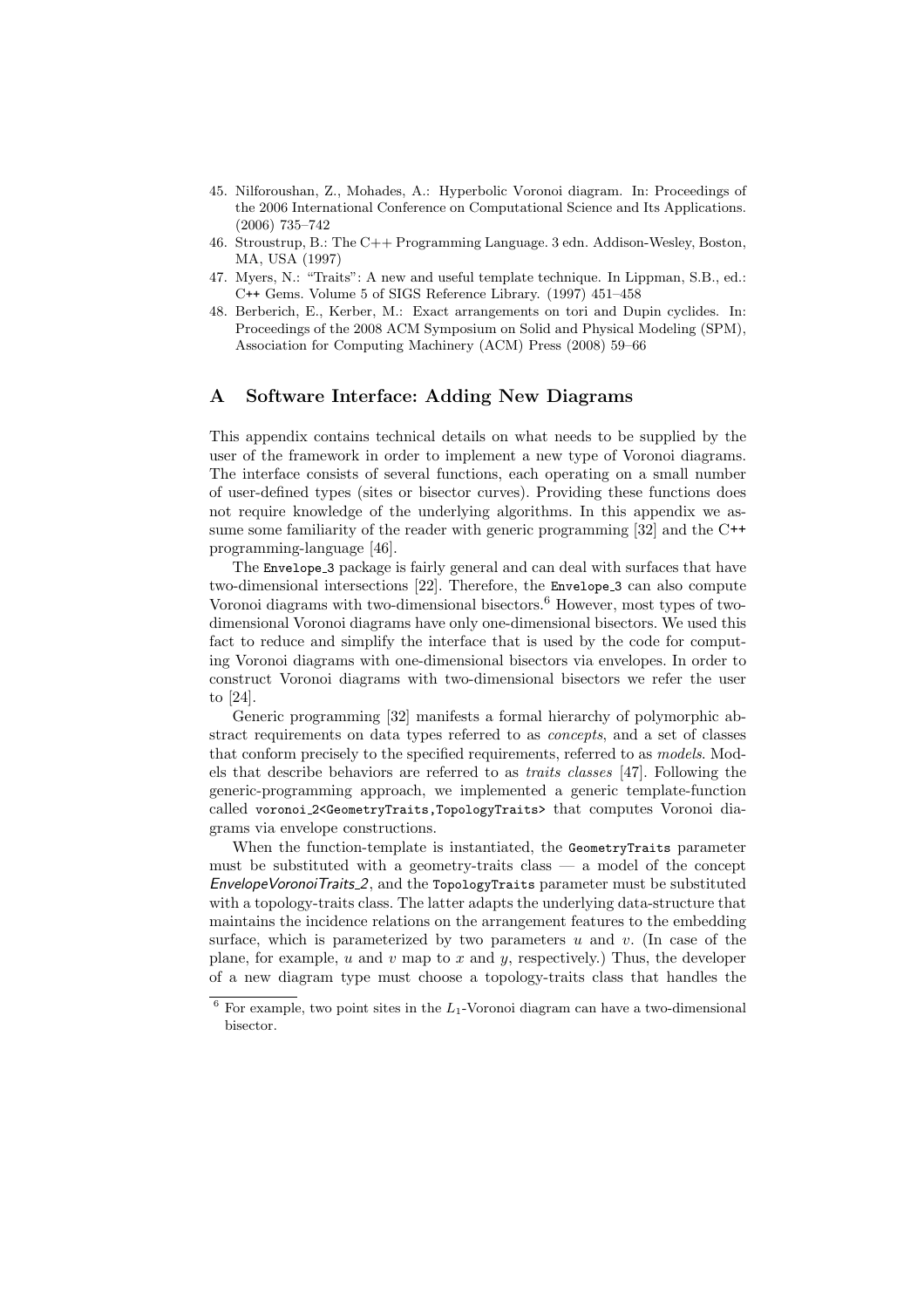45. Nilforoushan, Z., Mohades, A.: Hyperbolic Voronoi diagram. In: Proceedings of the 2006 International Conference on Computational Science and Its Applications. (2006) 735–742
46. Stroustrup, B.: The C++ Programming Language. 3 edn. Addison-Wesley, Boston, MA, USA (1997)
47. Myers, N.: "Traits": A new and useful template technique. In Lippman, S.B., ed.: C++ Gems. Volume 5 of SIGS Reference Library. (1997) 451–458
48. Berberich, E., Kerber, M.: Exact arrangements on tori and Dupin cyclides. In: Proceedings of the 2008 ACM Symposium on Solid and Physical Modeling (SPM), Association for Computing Machinery (ACM) Press (2008) 59–66

## A Software Interface: Adding New Diagrams

This appendix contains technical details on what needs to be supplied by the user of the framework in order to implement a new type of Voronoi diagrams. The interface consists of several functions, each operating on a small number of user-defined types (sites or bisector curves). Providing these functions does not require knowledge of the underlying algorithms. In this appendix we assume some familiarity of the reader with generic programming [32] and the C++ programming-language [46].

The `Envelope_3` package is fairly general and can deal with surfaces that have two-dimensional intersections [22]. Therefore, the `Envelope_3` can also compute Voronoi diagrams with two-dimensional bisectors.[6] However, most types of two-dimensional Voronoi diagrams have only one-dimensional bisectors. We used this fact to reduce and simplify the interface that is used by the code for computing Voronoi diagrams with one-dimensional bisectors via envelopes. In order to construct Voronoi diagrams with two-dimensional bisectors we refer the user to [24].

Generic programming [32] manifests a formal hierarchy of polymorphic abstract requirements on data types referred to as *concepts*, and a set of classes that conform precisely to the specified requirements, referred to as *models*. Models that describe behaviors are referred to as *traits classes* [47]. Following the generic-programming approach, we implemented a generic template-function called `voronoi_2<GeometryTraits,TopologyTraits>` that computes Voronoi diagrams via envelope constructions.

When the function-template is instantiated, the `GeometryTraits` parameter must be substituted with a geometry-traits class — a model of the concept *EnvelopeVoronoiTraits_2*, and the `TopologyTraits` parameter must be substituted with a topology-traits class. The latter adapts the underlying data-structure that maintains the incidence relations on the arrangement features to the embedding surface, which is parameterized by two parameters $u$ and $v$. (In case of the plane, for example, $u$ and $v$ map to $x$ and $y$, respectively.) Thus, the developer of a new diagram type must choose a topology-traits class that handles the

[6] For example, two point sites in the $L_1$-Voronoi diagram can have a two-dimensional bisector.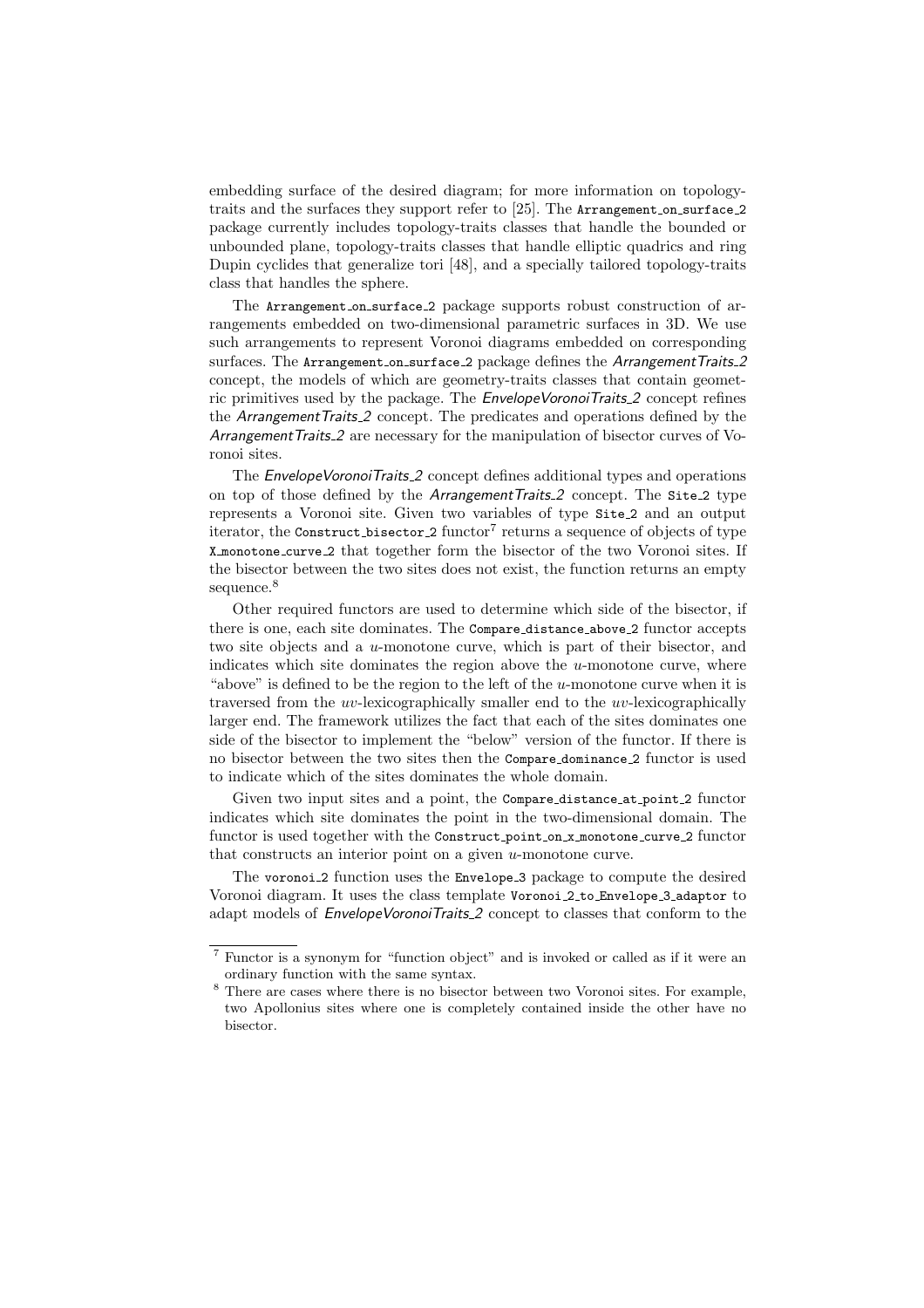embedding surface of the desired diagram; for more information on topology-traits and the surfaces they support refer to [25]. The `Arrangement_on_surface_2` package currently includes topology-traits classes that handle the bounded or unbounded plane, topology-traits classes that handle elliptic quadrics and ring Dupin cyclides that generalize tori [48], and a specially tailored topology-traits class that handles the sphere.

The `Arrangement_on_surface_2` package supports robust construction of arrangements embedded on two-dimensional parametric surfaces in 3D. We use such arrangements to represent Voronoi diagrams embedded on corresponding surfaces. The `Arrangement_on_surface_2` package defines the *ArrangementTraits_2* concept, the models of which are geometry-traits classes that contain geometric primitives used by the package. The *EnvelopeVoronoiTraits_2* concept refines the *ArrangementTraits_2* concept. The predicates and operations defined by the *ArrangementTraits_2* are necessary for the manipulation of bisector curves of Voronoi sites.

The *EnvelopeVoronoiTraits_2* concept defines additional types and operations on top of those defined by the *ArrangementTraits_2* concept. The `Site_2` type represents a Voronoi site. Given two variables of type `Site_2` and an output iterator, the `Construct_bisector_2` functor[7] returns a sequence of objects of type `X_monotone_curve_2` that together form the bisector of the two Voronoi sites. If the bisector between the two sites does not exist, the function returns an empty sequence.[8]

Other required functors are used to determine which side of the bisector, if there is one, each site dominates. The `Compare_distance_above_2` functor accepts two site objects and a $u$-monotone curve, which is part of their bisector, and indicates which site dominates the region above the $u$-monotone curve, where "above" is defined to be the region to the left of the $u$-monotone curve when it is traversed from the $uv$-lexicographically smaller end to the $uv$-lexicographically larger end. The framework utilizes the fact that each of the sites dominates one side of the bisector to implement the "below" version of the functor. If there is no bisector between the two sites then the `Compare_dominance_2` functor is used to indicate which of the sites dominates the whole domain.

Given two input sites and a point, the `Compare_distance_at_point_2` functor indicates which site dominates the point in the two-dimensional domain. The functor is used together with the `Construct_point_on_x_monotone_curve_2` functor that constructs an interior point on a given $u$-monotone curve.

The `voronoi_2` function uses the `Envelope_3` package to compute the desired Voronoi diagram. It uses the class template `Voronoi_2_to_Envelope_3_adaptor` to adapt models of *EnvelopeVoronoiTraits_2* concept to classes that conform to the

---

[7] Functor is a synonym for "function object" and is invoked or called as if it were an ordinary function with the same syntax.

[8] There are cases where there is no bisector between two Voronoi sites. For example, two Apollonius sites where one is completely contained inside the other have no bisector.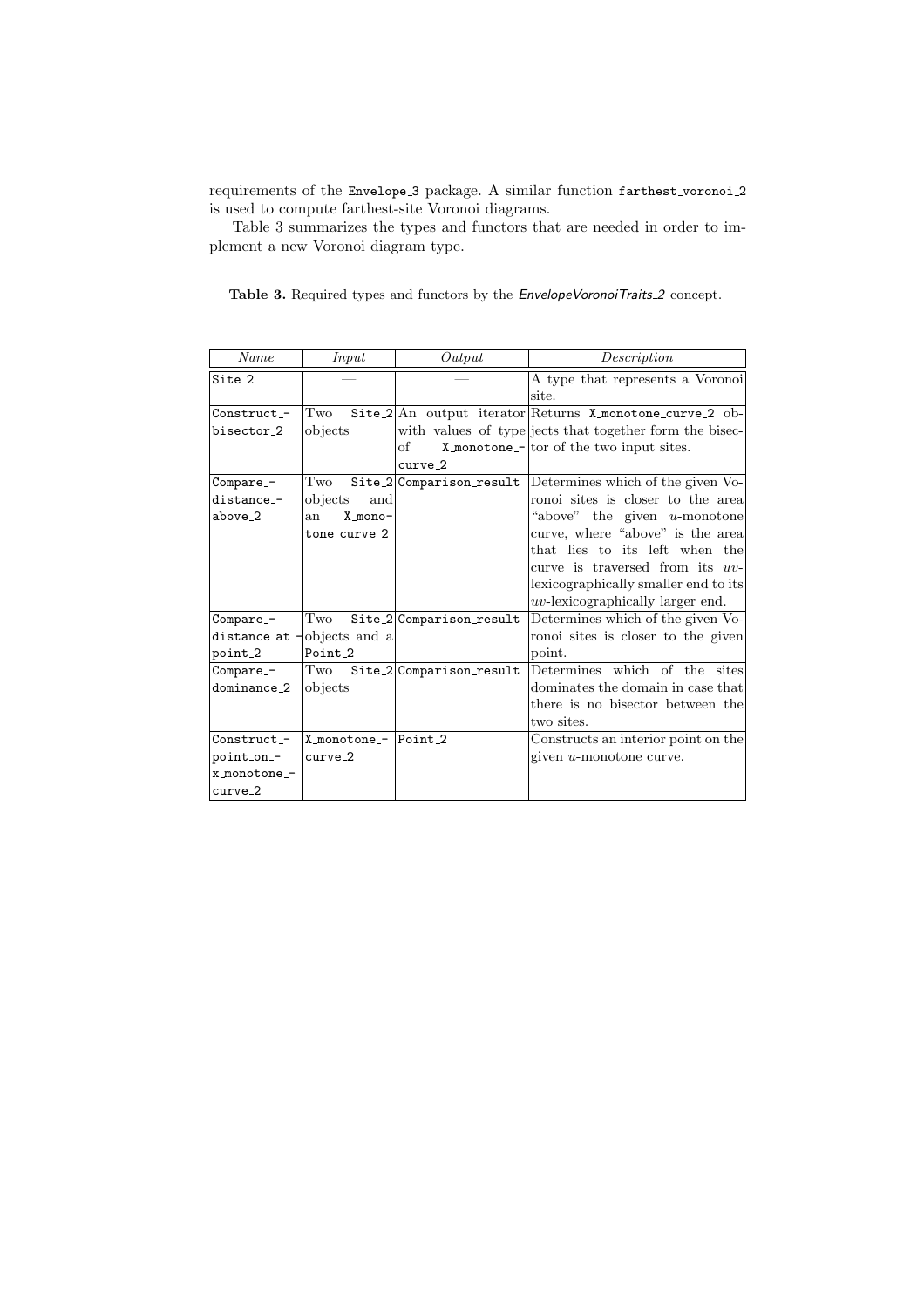requirements of the Envelope_3 package. A similar function farthest_voronoi_2 is used to compute farthest-site Voronoi diagrams.

Table 3 summarizes the types and functors that are needed in order to implement a new Voronoi diagram type.

**Table 3.** Required types and functors by the *EnvelopeVoronoiTraits_2* concept.

| *Name* | *Input* | *Output* | *Description* |
|---|---|---|---|
| Site_2 | — | — | A type that represents a Voronoi site. |
| Construct_bisector_2 | Two Site_2 objects | An output iterator with values of type of X_monotone_curve_2 | Returns X_monotone_curve_2 objects that together form the bisector of the two input sites. |
| Compare_distance_above_2 | Two Site_2 objects and an X_monotone_curve_2 | Comparison_result | Determines which of the given Voronoi sites is closer to the area "above" the given $u$-monotone curve, where "above" is the area that lies to its left when the curve is traversed from its $uv$-lexicographically smaller end to its $uv$-lexicographically larger end. |
| Compare_distance_at_point_2 | Two Site_2 objects and a Point_2 | Comparison_result | Determines which of the given Voronoi sites is closer to the given point. |
| Compare_dominance_2 | Two Site_2 objects | Comparison_result | Determines which of the sites dominates the domain in case that there is no bisector between the two sites. |
| Construct_point_on_x_monotone_curve_2 | X_monotone_curve_2 | Point_2 | Constructs an interior point on the given $u$-monotone curve. |